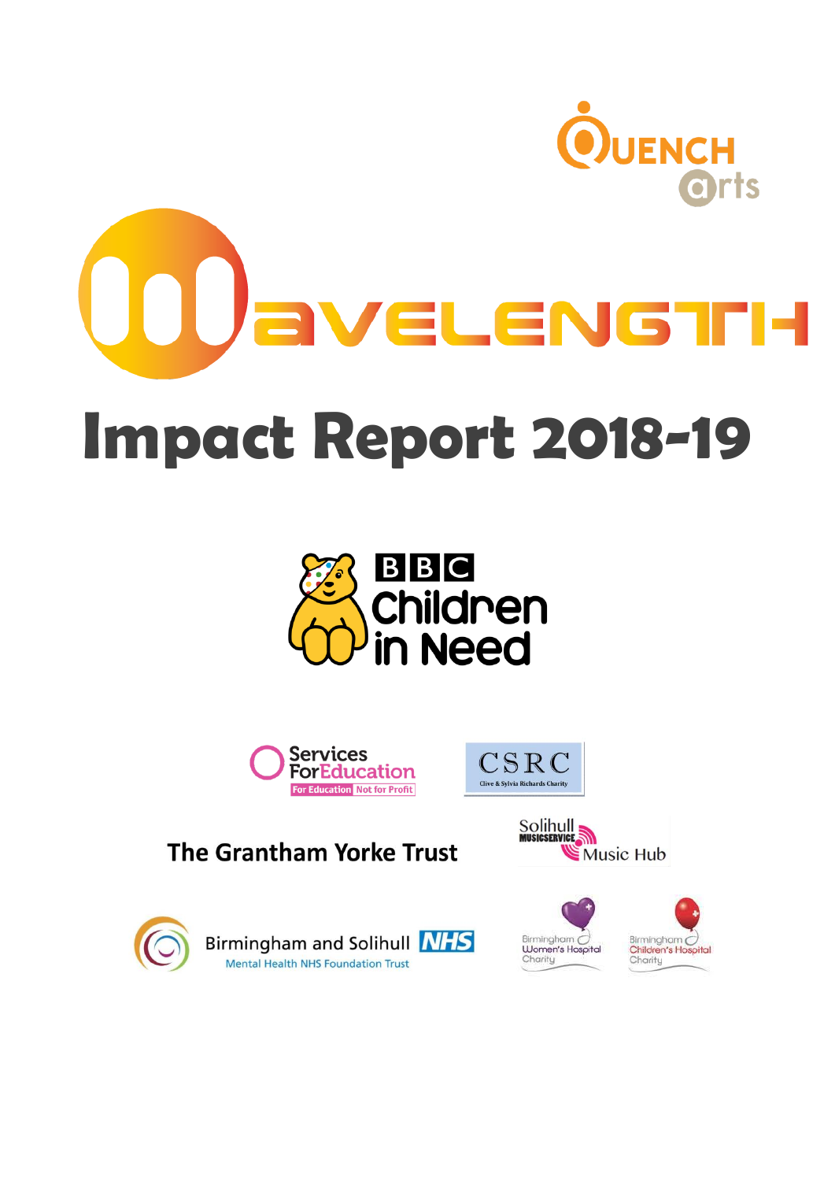Quench Arts

# Wavelength

# Impact Report 2018-19

BBC Children in Need

Services For Education
For Education Not for Profit

CSRC
Clive & Sylvia Richards Charity

The Grantham Yorke Trust

Solihull Music Service Music Hub

Birmingham and Solihull NHS
Mental Health NHS Foundation Trust

Birmingham Women's Hospital Charity

Birmingham Children's Hospital Charity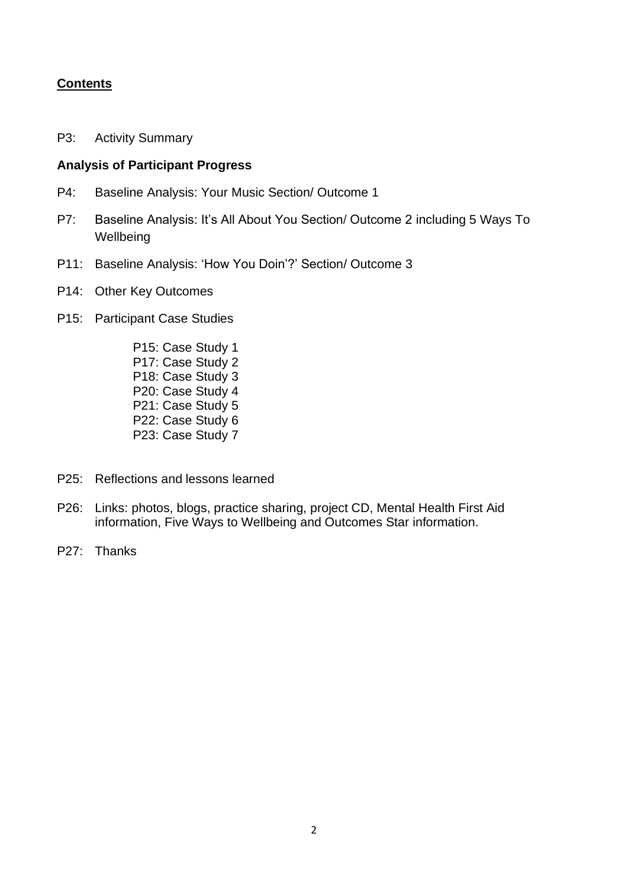## **Contents**

P3: Activity Summary

**Analysis of Participant Progress**

P4: Baseline Analysis: Your Music Section/ Outcome 1

P7: Baseline Analysis: It's All About You Section/ Outcome 2 including 5 Ways To Wellbeing

P11: Baseline Analysis: 'How You Doin'?' Section/ Outcome 3

P14: Other Key Outcomes

P15: Participant Case Studies

- P15: Case Study 1
- P17: Case Study 2
- P18: Case Study 3
- P20: Case Study 4
- P21: Case Study 5
- P22: Case Study 6
- P23: Case Study 7

P25: Reflections and lessons learned

P26: Links: photos, blogs, practice sharing, project CD, Mental Health First Aid information, Five Ways to Wellbeing and Outcomes Star information.

P27: Thanks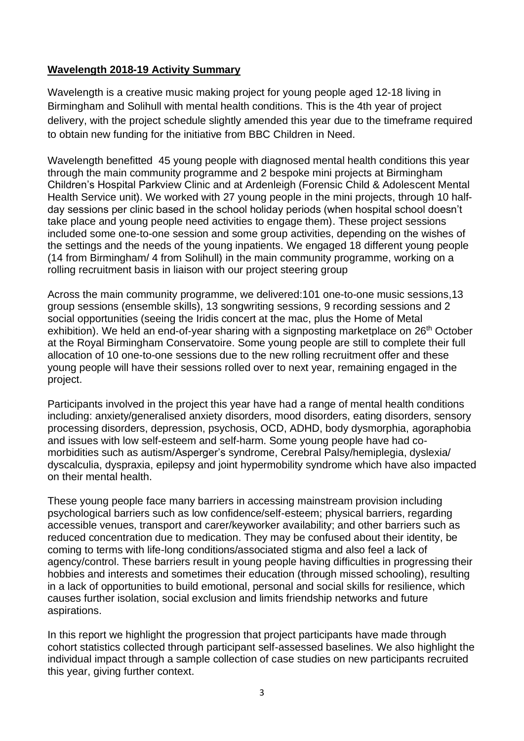**Wavelength 2018-19 Activity Summary**

Wavelength is a creative music making project for young people aged 12-18 living in Birmingham and Solihull with mental health conditions. This is the 4th year of project delivery, with the project schedule slightly amended this year due to the timeframe required to obtain new funding for the initiative from BBC Children in Need.

Wavelength benefitted 45 young people with diagnosed mental health conditions this year through the main community programme and 2 bespoke mini projects at Birmingham Children's Hospital Parkview Clinic and at Ardenleigh (Forensic Child & Adolescent Mental Health Service unit). We worked with 27 young people in the mini projects, through 10 half-day sessions per clinic based in the school holiday periods (when hospital school doesn't take place and young people need activities to engage them). These project sessions included some one-to-one session and some group activities, depending on the wishes of the settings and the needs of the young inpatients. We engaged 18 different young people (14 from Birmingham/ 4 from Solihull) in the main community programme, working on a rolling recruitment basis in liaison with our project steering group

Across the main community programme, we delivered:101 one-to-one music sessions,13 group sessions (ensemble skills), 13 songwriting sessions, 9 recording sessions and 2 social opportunities (seeing the Iridis concert at the mac, plus the Home of Metal exhibition). We held an end-of-year sharing with a signposting marketplace on 26th October at the Royal Birmingham Conservatoire. Some young people are still to complete their full allocation of 10 one-to-one sessions due to the new rolling recruitment offer and these young people will have their sessions rolled over to next year, remaining engaged in the project.

Participants involved in the project this year have had a range of mental health conditions including: anxiety/generalised anxiety disorders, mood disorders, eating disorders, sensory processing disorders, depression, psychosis, OCD, ADHD, body dysmorphia, agoraphobia and issues with low self-esteem and self-harm. Some young people have had co-morbidities such as autism/Asperger's syndrome, Cerebral Palsy/hemiplegia, dyslexia/ dyscalculia, dyspraxia, epilepsy and joint hypermobility syndrome which have also impacted on their mental health.

These young people face many barriers in accessing mainstream provision including psychological barriers such as low confidence/self-esteem; physical barriers, regarding accessible venues, transport and carer/keyworker availability; and other barriers such as reduced concentration due to medication. They may be confused about their identity, be coming to terms with life-long conditions/associated stigma and also feel a lack of agency/control. These barriers result in young people having difficulties in progressing their hobbies and interests and sometimes their education (through missed schooling), resulting in a lack of opportunities to build emotional, personal and social skills for resilience, which causes further isolation, social exclusion and limits friendship networks and future aspirations.

In this report we highlight the progression that project participants have made through cohort statistics collected through participant self-assessed baselines. We also highlight the individual impact through a sample collection of case studies on new participants recruited this year, giving further context.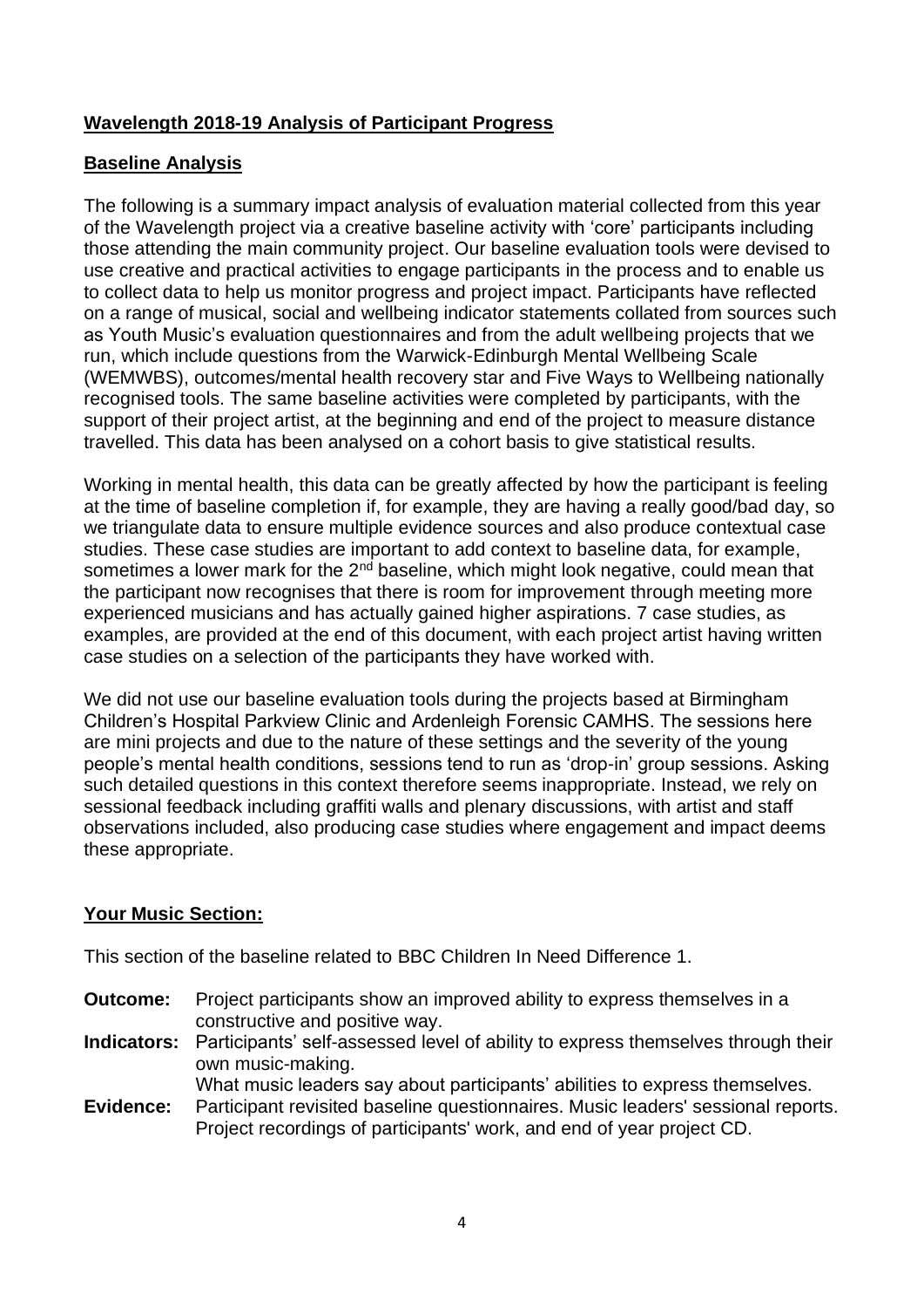## Wavelength 2018-19 Analysis of Participant Progress

## Baseline Analysis

The following is a summary impact analysis of evaluation material collected from this year of the Wavelength project via a creative baseline activity with 'core' participants including those attending the main community project. Our baseline evaluation tools were devised to use creative and practical activities to engage participants in the process and to enable us to collect data to help us monitor progress and project impact. Participants have reflected on a range of musical, social and wellbeing indicator statements collated from sources such as Youth Music's evaluation questionnaires and from the adult wellbeing projects that we run, which include questions from the Warwick-Edinburgh Mental Wellbeing Scale (WEMWBS), outcomes/mental health recovery star and Five Ways to Wellbeing nationally recognised tools. The same baseline activities were completed by participants, with the support of their project artist, at the beginning and end of the project to measure distance travelled. This data has been analysed on a cohort basis to give statistical results.

Working in mental health, this data can be greatly affected by how the participant is feeling at the time of baseline completion if, for example, they are having a really good/bad day, so we triangulate data to ensure multiple evidence sources and also produce contextual case studies. These case studies are important to add context to baseline data, for example, sometimes a lower mark for the 2nd baseline, which might look negative, could mean that the participant now recognises that there is room for improvement through meeting more experienced musicians and has actually gained higher aspirations. 7 case studies, as examples, are provided at the end of this document, with each project artist having written case studies on a selection of the participants they have worked with.

We did not use our baseline evaluation tools during the projects based at Birmingham Children's Hospital Parkview Clinic and Ardenleigh Forensic CAMHS. The sessions here are mini projects and due to the nature of these settings and the severity of the young people's mental health conditions, sessions tend to run as 'drop-in' group sessions. Asking such detailed questions in this context therefore seems inappropriate. Instead, we rely on sessional feedback including graffiti walls and plenary discussions, with artist and staff observations included, also producing case studies where engagement and impact deems these appropriate.

## Your Music Section:

This section of the baseline related to BBC Children In Need Difference 1.

**Outcome:** Project participants show an improved ability to express themselves in a constructive and positive way.

**Indicators:** Participants' self-assessed level of ability to express themselves through their own music-making.
What music leaders say about participants' abilities to express themselves.

**Evidence:** Participant revisited baseline questionnaires. Music leaders' sessional reports. Project recordings of participants' work, and end of year project CD.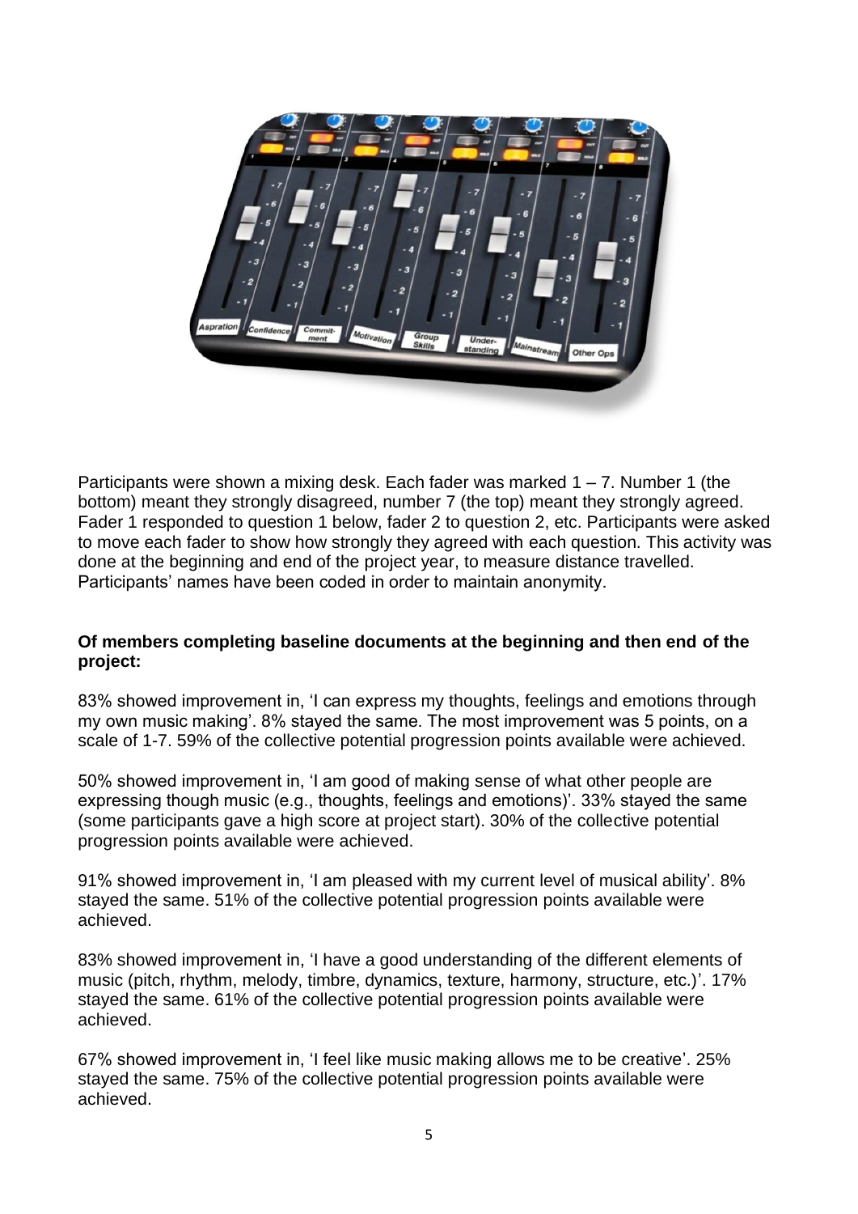Participants were shown a mixing desk. Each fader was marked 1 – 7. Number 1 (the bottom) meant they strongly disagreed, number 7 (the top) meant they strongly agreed. Fader 1 responded to question 1 below, fader 2 to question 2, etc. Participants were asked to move each fader to show how strongly they agreed with each question. This activity was done at the beginning and end of the project year, to measure distance travelled. Participants' names have been coded in order to maintain anonymity.

**Of members completing baseline documents at the beginning and then end of the project:**

83% showed improvement in, 'I can express my thoughts, feelings and emotions through my own music making'. 8% stayed the same. The most improvement was 5 points, on a scale of 1-7. 59% of the collective potential progression points available were achieved.

50% showed improvement in, 'I am good of making sense of what other people are expressing though music (e.g., thoughts, feelings and emotions)'. 33% stayed the same (some participants gave a high score at project start). 30% of the collective potential progression points available were achieved.

91% showed improvement in, 'I am pleased with my current level of musical ability'. 8% stayed the same. 51% of the collective potential progression points available were achieved.

83% showed improvement in, 'I have a good understanding of the different elements of music (pitch, rhythm, melody, timbre, dynamics, texture, harmony, structure, etc.)'. 17% stayed the same. 61% of the collective potential progression points available were achieved.

67% showed improvement in, 'I feel like music making allows me to be creative'. 25% stayed the same. 75% of the collective potential progression points available were achieved.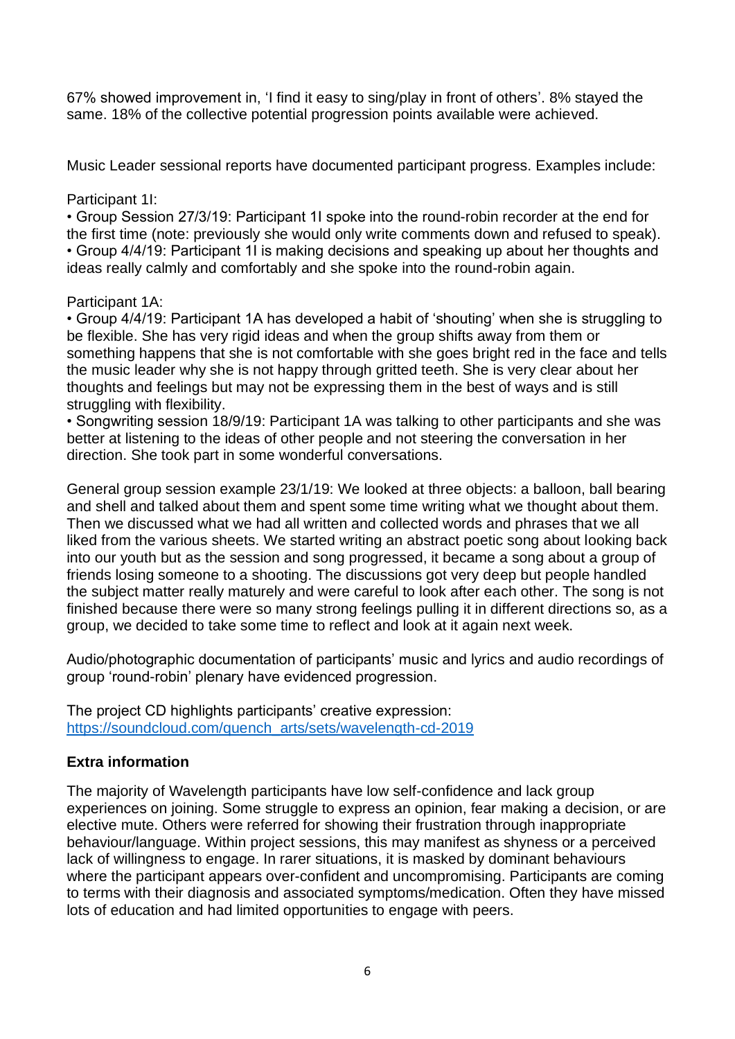67% showed improvement in, 'I find it easy to sing/play in front of others'. 8% stayed the same. 18% of the collective potential progression points available were achieved.

Music Leader sessional reports have documented participant progress. Examples include:

Participant 1I:

- Group Session 27/3/19: Participant 1I spoke into the round-robin recorder at the end for the first time (note: previously she would only write comments down and refused to speak).
- Group 4/4/19: Participant 1I is making decisions and speaking up about her thoughts and ideas really calmly and comfortably and she spoke into the round-robin again.

Participant 1A:

- Group 4/4/19: Participant 1A has developed a habit of 'shouting' when she is struggling to be flexible. She has very rigid ideas and when the group shifts away from them or something happens that she is not comfortable with she goes bright red in the face and tells the music leader why she is not happy through gritted teeth. She is very clear about her thoughts and feelings but may not be expressing them in the best of ways and is still struggling with flexibility.
- Songwriting session 18/9/19: Participant 1A was talking to other participants and she was better at listening to the ideas of other people and not steering the conversation in her direction. She took part in some wonderful conversations.

General group session example 23/1/19: We looked at three objects: a balloon, ball bearing and shell and talked about them and spent some time writing what we thought about them. Then we discussed what we had all written and collected words and phrases that we all liked from the various sheets. We started writing an abstract poetic song about looking back into our youth but as the session and song progressed, it became a song about a group of friends losing someone to a shooting. The discussions got very deep but people handled the subject matter really maturely and were careful to look after each other. The song is not finished because there were so many strong feelings pulling it in different directions so, as a group, we decided to take some time to reflect and look at it again next week.

Audio/photographic documentation of participants' music and lyrics and audio recordings of group 'round-robin' plenary have evidenced progression.

The project CD highlights participants' creative expression: https://soundcloud.com/quench_arts/sets/wavelength-cd-2019

**Extra information**

The majority of Wavelength participants have low self-confidence and lack group experiences on joining. Some struggle to express an opinion, fear making a decision, or are elective mute. Others were referred for showing their frustration through inappropriate behaviour/language. Within project sessions, this may manifest as shyness or a perceived lack of willingness to engage. In rarer situations, it is masked by dominant behaviours where the participant appears over-confident and uncompromising. Participants are coming to terms with their diagnosis and associated symptoms/medication. Often they have missed lots of education and had limited opportunities to engage with peers.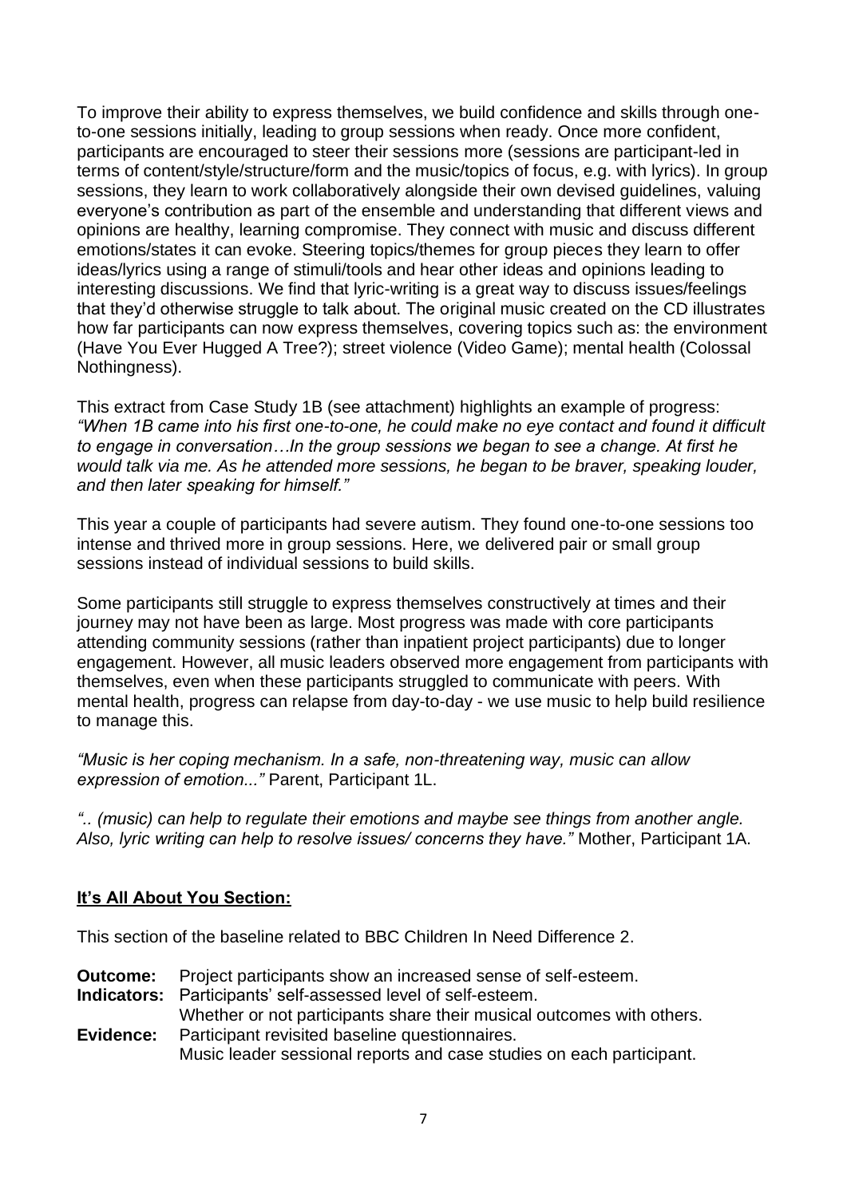To improve their ability to express themselves, we build confidence and skills through one-to-one sessions initially, leading to group sessions when ready. Once more confident, participants are encouraged to steer their sessions more (sessions are participant-led in terms of content/style/structure/form and the music/topics of focus, e.g. with lyrics). In group sessions, they learn to work collaboratively alongside their own devised guidelines, valuing everyone's contribution as part of the ensemble and understanding that different views and opinions are healthy, learning compromise. They connect with music and discuss different emotions/states it can evoke. Steering topics/themes for group pieces they learn to offer ideas/lyrics using a range of stimuli/tools and hear other ideas and opinions leading to interesting discussions. We find that lyric-writing is a great way to discuss issues/feelings that they'd otherwise struggle to talk about. The original music created on the CD illustrates how far participants can now express themselves, covering topics such as: the environment (Have You Ever Hugged A Tree?); street violence (Video Game); mental health (Colossal Nothingness).

This extract from Case Study 1B (see attachment) highlights an example of progress: *"When 1B came into his first one-to-one, he could make no eye contact and found it difficult to engage in conversation…In the group sessions we began to see a change. At first he would talk via me. As he attended more sessions, he began to be braver, speaking louder, and then later speaking for himself."*

This year a couple of participants had severe autism. They found one-to-one sessions too intense and thrived more in group sessions. Here, we delivered pair or small group sessions instead of individual sessions to build skills.

Some participants still struggle to express themselves constructively at times and their journey may not have been as large. Most progress was made with core participants attending community sessions (rather than inpatient project participants) due to longer engagement. However, all music leaders observed more engagement from participants with themselves, even when these participants struggled to communicate with peers. With mental health, progress can relapse from day-to-day - we use music to help build resilience to manage this.

*"Music is her coping mechanism. In a safe, non-threatening way, music can allow expression of emotion..."* Parent, Participant 1L.

*".. (music) can help to regulate their emotions and maybe see things from another angle. Also, lyric writing can help to resolve issues/ concerns they have."* Mother, Participant 1A.

## **It's All About You Section:**

This section of the baseline related to BBC Children In Need Difference 2.

**Outcome:** Project participants show an increased sense of self-esteem.
**Indicators:** Participants' self-assessed level of self-esteem.
Whether or not participants share their musical outcomes with others.
**Evidence:** Participant revisited baseline questionnaires.
Music leader sessional reports and case studies on each participant.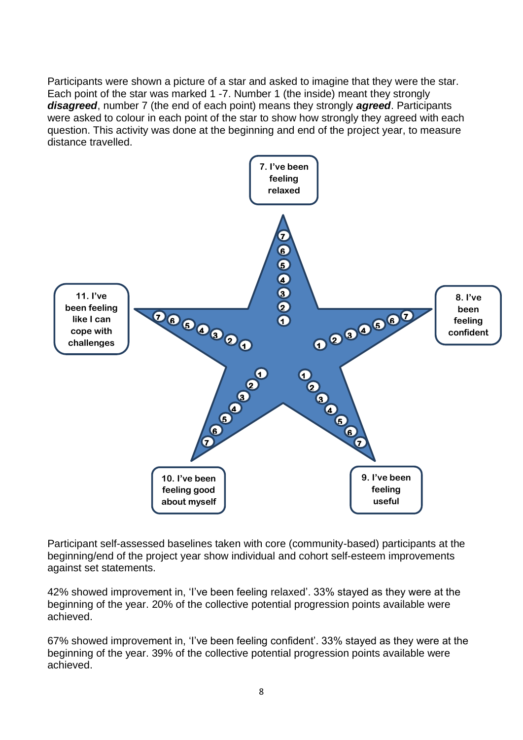Participants were shown a picture of a star and asked to imagine that they were the star. Each point of the star was marked 1 -7. Number 1 (the inside) meant they strongly ***disagreed***, number 7 (the end of each point) means they strongly ***agreed***. Participants were asked to colour in each point of the star to show how strongly they agreed with each question. This activity was done at the beginning and end of the project year, to measure distance travelled.

**7. I've been feeling relaxed**

**8. I've been feeling confident**

**9. I've been feeling useful**

**10. I've been feeling good about myself**

**11. I've been feeling like I can cope with challenges**

Participant self-assessed baselines taken with core (community-based) participants at the beginning/end of the project year show individual and cohort self-esteem improvements against set statements.

42% showed improvement in, 'I've been feeling relaxed'. 33% stayed as they were at the beginning of the year. 20% of the collective potential progression points available were achieved.

67% showed improvement in, 'I've been feeling confident'. 33% stayed as they were at the beginning of the year. 39% of the collective potential progression points available were achieved.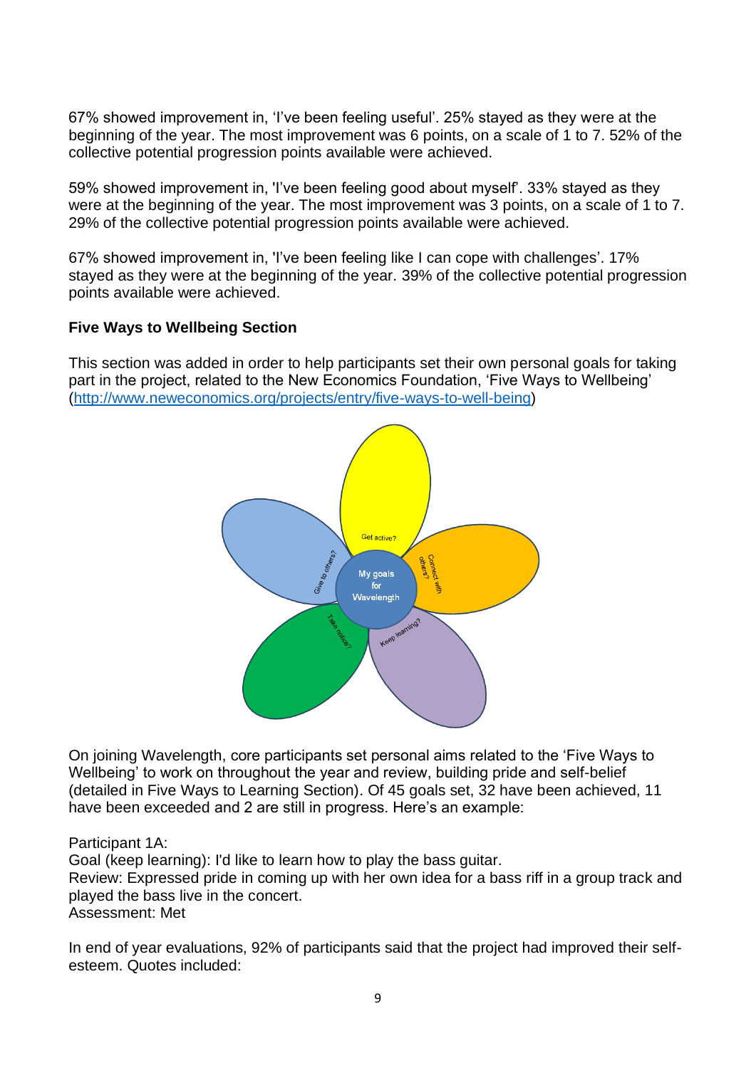67% showed improvement in, ‘I’ve been feeling useful’. 25% stayed as they were at the beginning of the year. The most improvement was 6 points, on a scale of 1 to 7. 52% of the collective potential progression points available were achieved.

59% showed improvement in, 'I’ve been feeling good about myself'. 33% stayed as they were at the beginning of the year. The most improvement was 3 points, on a scale of 1 to 7. 29% of the collective potential progression points available were achieved.

67% showed improvement in, 'I’ve been feeling like I can cope with challenges’. 17% stayed as they were at the beginning of the year. 39% of the collective potential progression points available were achieved.

**Five Ways to Wellbeing Section**

This section was added in order to help participants set their own personal goals for taking part in the project, related to the New Economics Foundation, ‘Five Ways to Wellbeing’ (http://www.neweconomics.org/projects/entry/five-ways-to-well-being)

On joining Wavelength, core participants set personal aims related to the ‘Five Ways to Wellbeing’ to work on throughout the year and review, building pride and self-belief (detailed in Five Ways to Learning Section). Of 45 goals set, 32 have been achieved, 11 have been exceeded and 2 are still in progress. Here’s an example:

Participant 1A:
Goal (keep learning): I'd like to learn how to play the bass guitar.
Review: Expressed pride in coming up with her own idea for a bass riff in a group track and played the bass live in the concert.
Assessment: Met

In end of year evaluations, 92% of participants said that the project had improved their self-esteem. Quotes included: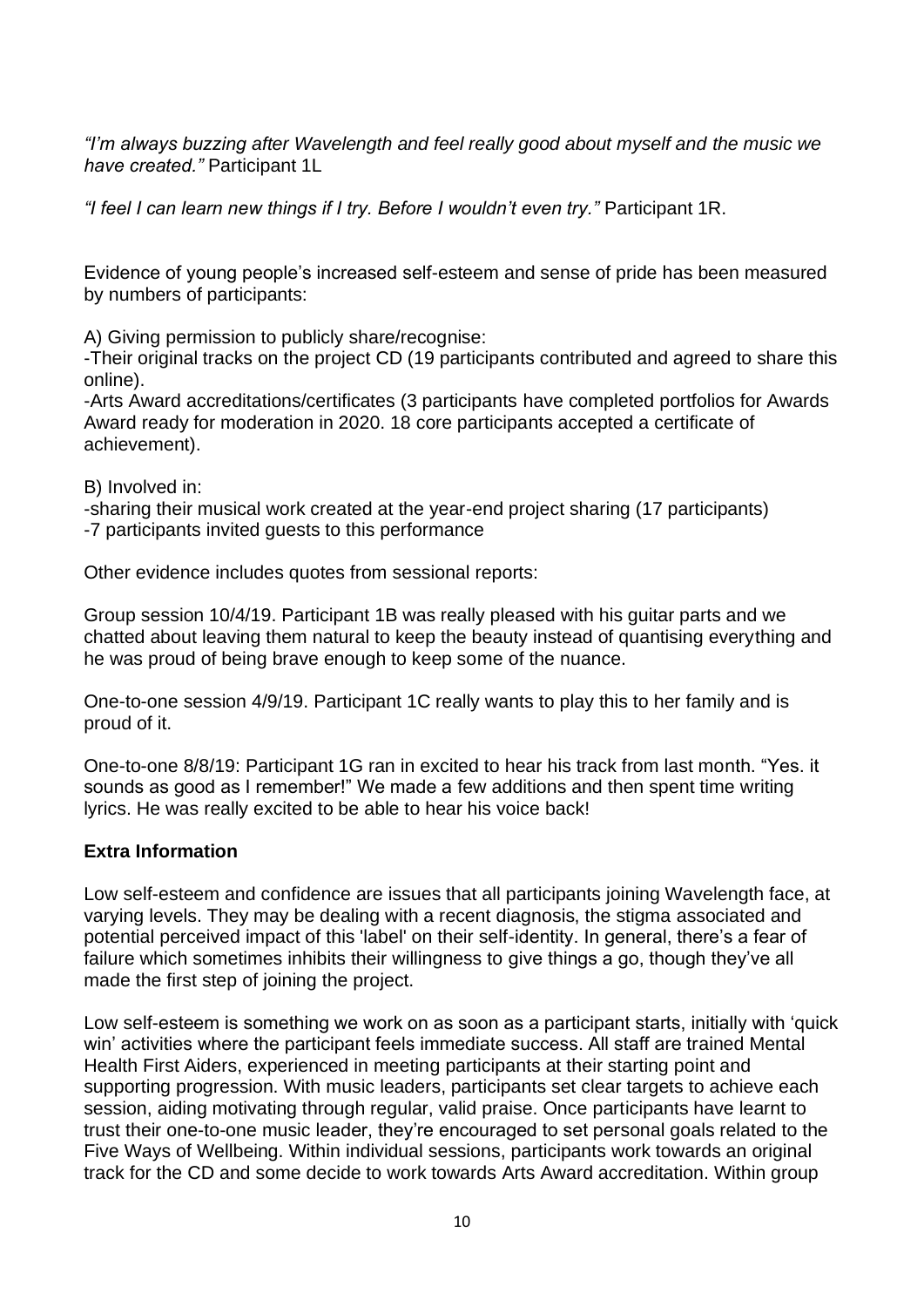*"I'm always buzzing after Wavelength and feel really good about myself and the music we have created."* Participant 1L

*"I feel I can learn new things if I try. Before I wouldn't even try."* Participant 1R.

Evidence of young people's increased self-esteem and sense of pride has been measured by numbers of participants:

A) Giving permission to publicly share/recognise:
-Their original tracks on the project CD (19 participants contributed and agreed to share this online).
-Arts Award accreditations/certificates (3 participants have completed portfolios for Awards Award ready for moderation in 2020. 18 core participants accepted a certificate of achievement).

B) Involved in:
-sharing their musical work created at the year-end project sharing (17 participants)
-7 participants invited guests to this performance

Other evidence includes quotes from sessional reports:

Group session 10/4/19. Participant 1B was really pleased with his guitar parts and we chatted about leaving them natural to keep the beauty instead of quantising everything and he was proud of being brave enough to keep some of the nuance.

One-to-one session 4/9/19. Participant 1C really wants to play this to her family and is proud of it.

One-to-one 8/8/19: Participant 1G ran in excited to hear his track from last month. "Yes. it sounds as good as I remember!" We made a few additions and then spent time writing lyrics. He was really excited to be able to hear his voice back!

**Extra Information**

Low self-esteem and confidence are issues that all participants joining Wavelength face, at varying levels. They may be dealing with a recent diagnosis, the stigma associated and potential perceived impact of this 'label' on their self-identity. In general, there's a fear of failure which sometimes inhibits their willingness to give things a go, though they've all made the first step of joining the project.

Low self-esteem is something we work on as soon as a participant starts, initially with 'quick win' activities where the participant feels immediate success. All staff are trained Mental Health First Aiders, experienced in meeting participants at their starting point and supporting progression. With music leaders, participants set clear targets to achieve each session, aiding motivating through regular, valid praise. Once participants have learnt to trust their one-to-one music leader, they're encouraged to set personal goals related to the Five Ways of Wellbeing. Within individual sessions, participants work towards an original track for the CD and some decide to work towards Arts Award accreditation. Within group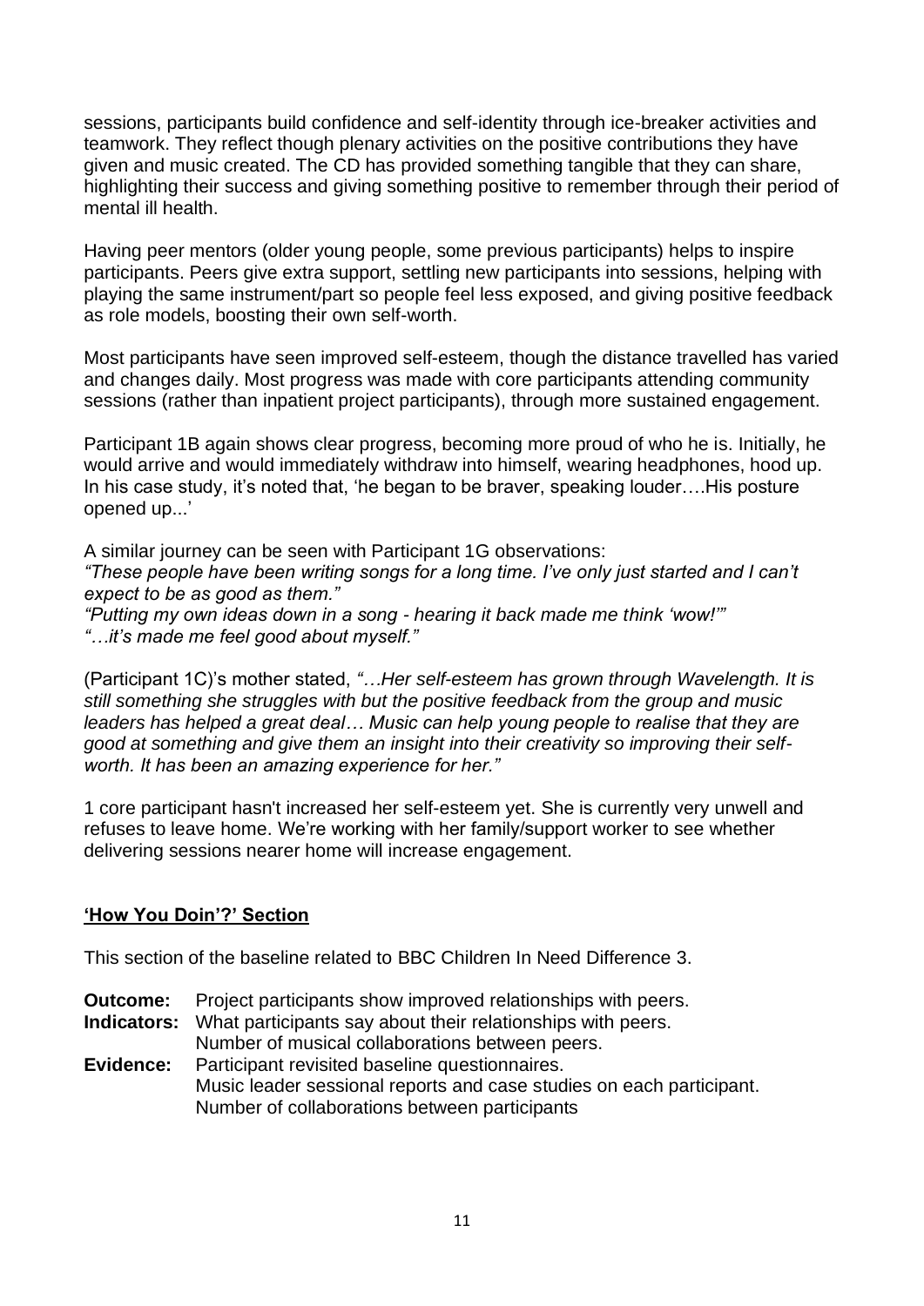sessions, participants build confidence and self-identity through ice-breaker activities and teamwork. They reflect though plenary activities on the positive contributions they have given and music created. The CD has provided something tangible that they can share, highlighting their success and giving something positive to remember through their period of mental ill health.

Having peer mentors (older young people, some previous participants) helps to inspire participants. Peers give extra support, settling new participants into sessions, helping with playing the same instrument/part so people feel less exposed, and giving positive feedback as role models, boosting their own self-worth.

Most participants have seen improved self-esteem, though the distance travelled has varied and changes daily. Most progress was made with core participants attending community sessions (rather than inpatient project participants), through more sustained engagement.

Participant 1B again shows clear progress, becoming more proud of who he is. Initially, he would arrive and would immediately withdraw into himself, wearing headphones, hood up. In his case study, it's noted that, 'he began to be braver, speaking louder….His posture opened up...'

A similar journey can be seen with Participant 1G observations:
*"These people have been writing songs for a long time. I've only just started and I can't expect to be as good as them."*
*"Putting my own ideas down in a song - hearing it back made me think 'wow!'"*
*"…it's made me feel good about myself."*

(Participant 1C)'s mother stated, *"…Her self-esteem has grown through Wavelength. It is still something she struggles with but the positive feedback from the group and music leaders has helped a great deal… Music can help young people to realise that they are good at something and give them an insight into their creativity so improving their self-worth. It has been an amazing experience for her."*

1 core participant hasn't increased her self-esteem yet. She is currently very unwell and refuses to leave home. We're working with her family/support worker to see whether delivering sessions nearer home will increase engagement.

## 'How You Doin'?' Section

This section of the baseline related to BBC Children In Need Difference 3.

**Outcome:** Project participants show improved relationships with peers.
**Indicators:** What participants say about their relationships with peers.
Number of musical collaborations between peers.
**Evidence:** Participant revisited baseline questionnaires.
Music leader sessional reports and case studies on each participant.
Number of collaborations between participants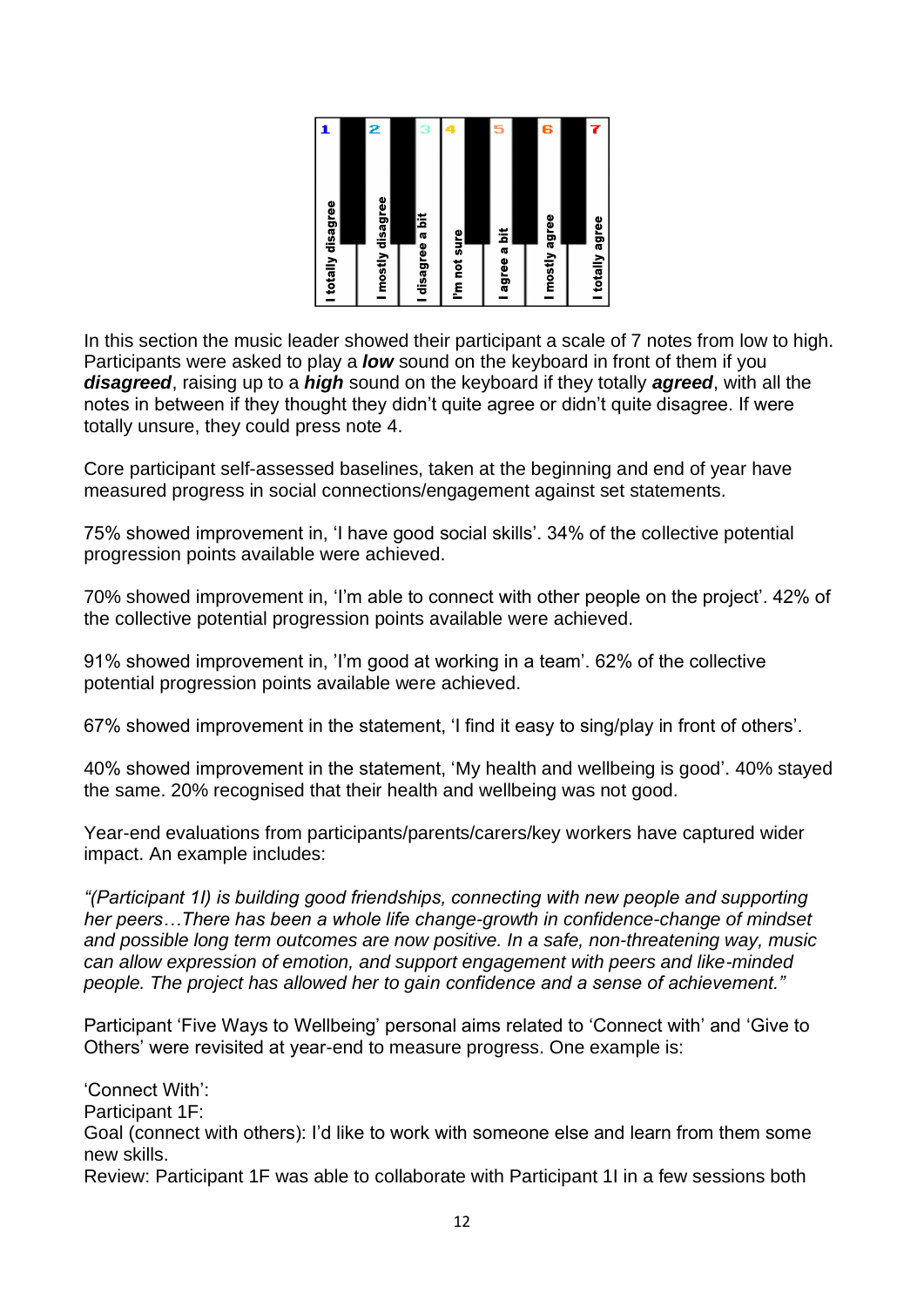| 1 | 2 | 3 | 4 | 5 | 6 | 7 |
|---|---|---|---|---|---|---|
| I totally disagree | I mostly disagree | I disagree a bit | I'm not sure | I agree a bit | I mostly agree | I totally agree |

In this section the music leader showed their participant a scale of 7 notes from low to high. Participants were asked to play a ***low*** sound on the keyboard in front of them if you ***disagreed***, raising up to a ***high*** sound on the keyboard if they totally ***agreed***, with all the notes in between if they thought they didn't quite agree or didn't quite disagree. If were totally unsure, they could press note 4.

Core participant self-assessed baselines, taken at the beginning and end of year have measured progress in social connections/engagement against set statements.

75% showed improvement in, 'I have good social skills'. 34% of the collective potential progression points available were achieved.

70% showed improvement in, 'I'm able to connect with other people on the project'. 42% of the collective potential progression points available were achieved.

91% showed improvement in, 'I'm good at working in a team'. 62% of the collective potential progression points available were achieved.

67% showed improvement in the statement, 'I find it easy to sing/play in front of others'.

40% showed improvement in the statement, 'My health and wellbeing is good'. 40% stayed the same. 20% recognised that their health and wellbeing was not good.

Year-end evaluations from participants/parents/carers/key workers have captured wider impact. An example includes:

*"(Participant 1I) is building good friendships, connecting with new people and supporting her peers…There has been a whole life change-growth in confidence-change of mindset and possible long term outcomes are now positive. In a safe, non-threatening way, music can allow expression of emotion, and support engagement with peers and like-minded people. The project has allowed her to gain confidence and a sense of achievement."*

Participant 'Five Ways to Wellbeing' personal aims related to 'Connect with' and 'Give to Others' were revisited at year-end to measure progress. One example is:

'Connect With':
Participant 1F:
Goal (connect with others): I'd like to work with someone else and learn from them some new skills.
Review: Participant 1F was able to collaborate with Participant 1I in a few sessions both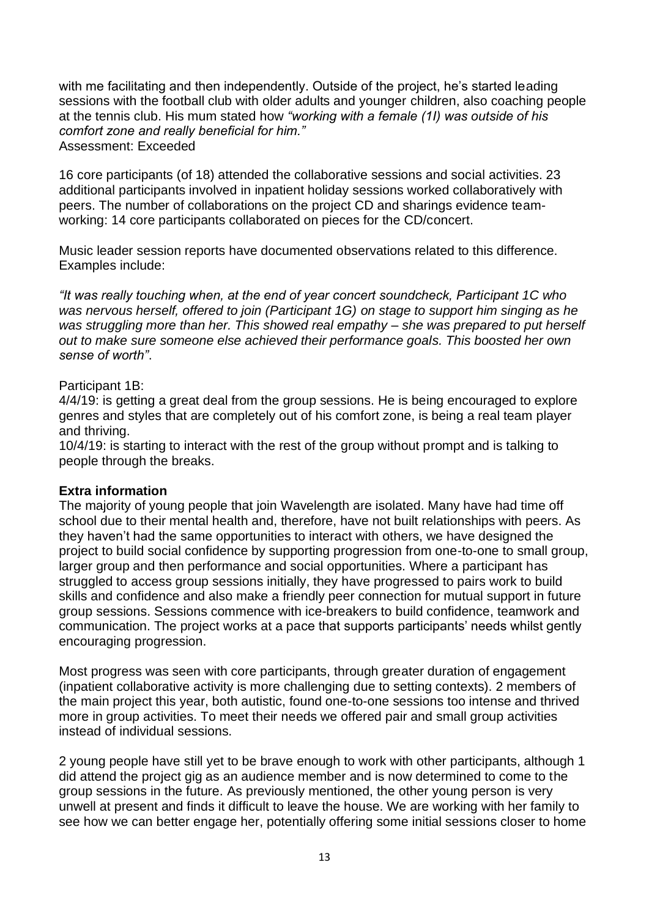with me facilitating and then independently. Outside of the project, he's started leading sessions with the football club with older adults and younger children, also coaching people at the tennis club. His mum stated how *"working with a female (1I) was outside of his comfort zone and really beneficial for him."*
Assessment: Exceeded

16 core participants (of 18) attended the collaborative sessions and social activities. 23 additional participants involved in inpatient holiday sessions worked collaboratively with peers. The number of collaborations on the project CD and sharings evidence team-working: 14 core participants collaborated on pieces for the CD/concert.

Music leader session reports have documented observations related to this difference. Examples include:

*"It was really touching when, at the end of year concert soundcheck, Participant 1C who was nervous herself, offered to join (Participant 1G) on stage to support him singing as he was struggling more than her. This showed real empathy – she was prepared to put herself out to make sure someone else achieved their performance goals. This boosted her own sense of worth"*.

Participant 1B:
4/4/19: is getting a great deal from the group sessions. He is being encouraged to explore genres and styles that are completely out of his comfort zone, is being a real team player and thriving.
10/4/19: is starting to interact with the rest of the group without prompt and is talking to people through the breaks.

**Extra information**
The majority of young people that join Wavelength are isolated. Many have had time off school due to their mental health and, therefore, have not built relationships with peers. As they haven't had the same opportunities to interact with others, we have designed the project to build social confidence by supporting progression from one-to-one to small group, larger group and then performance and social opportunities. Where a participant has struggled to access group sessions initially, they have progressed to pairs work to build skills and confidence and also make a friendly peer connection for mutual support in future group sessions. Sessions commence with ice-breakers to build confidence, teamwork and communication. The project works at a pace that supports participants' needs whilst gently encouraging progression.

Most progress was seen with core participants, through greater duration of engagement (inpatient collaborative activity is more challenging due to setting contexts). 2 members of the main project this year, both autistic, found one-to-one sessions too intense and thrived more in group activities. To meet their needs we offered pair and small group activities instead of individual sessions.

2 young people have still yet to be brave enough to work with other participants, although 1 did attend the project gig as an audience member and is now determined to come to the group sessions in the future. As previously mentioned, the other young person is very unwell at present and finds it difficult to leave the house. We are working with her family to see how we can better engage her, potentially offering some initial sessions closer to home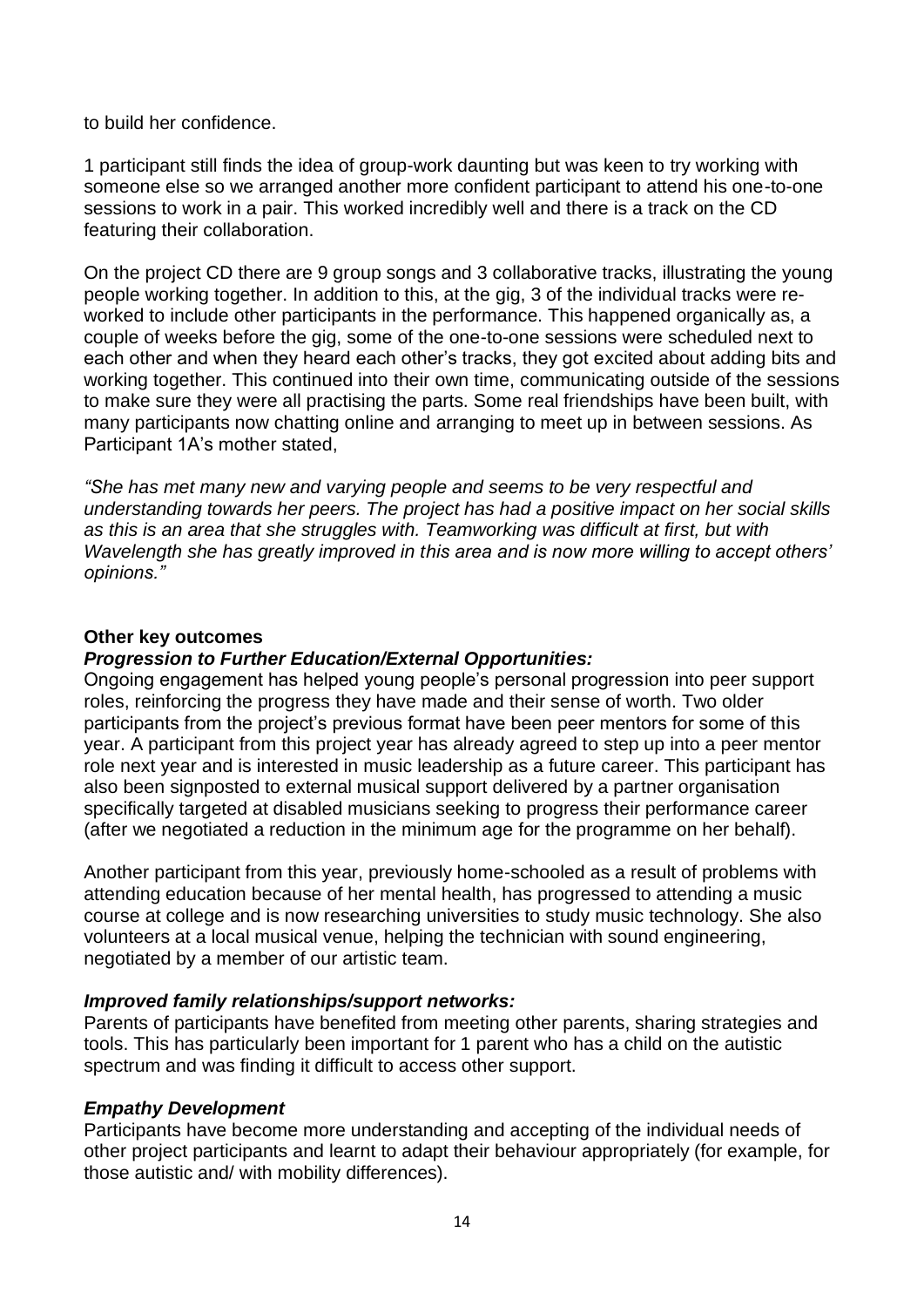to build her confidence.

1 participant still finds the idea of group-work daunting but was keen to try working with someone else so we arranged another more confident participant to attend his one-to-one sessions to work in a pair. This worked incredibly well and there is a track on the CD featuring their collaboration.

On the project CD there are 9 group songs and 3 collaborative tracks, illustrating the young people working together. In addition to this, at the gig, 3 of the individual tracks were re-worked to include other participants in the performance. This happened organically as, a couple of weeks before the gig, some of the one-to-one sessions were scheduled next to each other and when they heard each other's tracks, they got excited about adding bits and working together. This continued into their own time, communicating outside of the sessions to make sure they were all practising the parts. Some real friendships have been built, with many participants now chatting online and arranging to meet up in between sessions. As Participant 1A's mother stated,

*"She has met many new and varying people and seems to be very respectful and understanding towards her peers. The project has had a positive impact on her social skills as this is an area that she struggles with. Teamworking was difficult at first, but with Wavelength she has greatly improved in this area and is now more willing to accept others' opinions."*

**Other key outcomes**

***Progression to Further Education/External Opportunities:***

Ongoing engagement has helped young people's personal progression into peer support roles, reinforcing the progress they have made and their sense of worth. Two older participants from the project's previous format have been peer mentors for some of this year. A participant from this project year has already agreed to step up into a peer mentor role next year and is interested in music leadership as a future career. This participant has also been signposted to external musical support delivered by a partner organisation specifically targeted at disabled musicians seeking to progress their performance career (after we negotiated a reduction in the minimum age for the programme on her behalf).

Another participant from this year, previously home-schooled as a result of problems with attending education because of her mental health, has progressed to attending a music course at college and is now researching universities to study music technology. She also volunteers at a local musical venue, helping the technician with sound engineering, negotiated by a member of our artistic team.

***Improved family relationships/support networks:***

Parents of participants have benefited from meeting other parents, sharing strategies and tools. This has particularly been important for 1 parent who has a child on the autistic spectrum and was finding it difficult to access other support.

***Empathy Development***

Participants have become more understanding and accepting of the individual needs of other project participants and learnt to adapt their behaviour appropriately (for example, for those autistic and/ with mobility differences).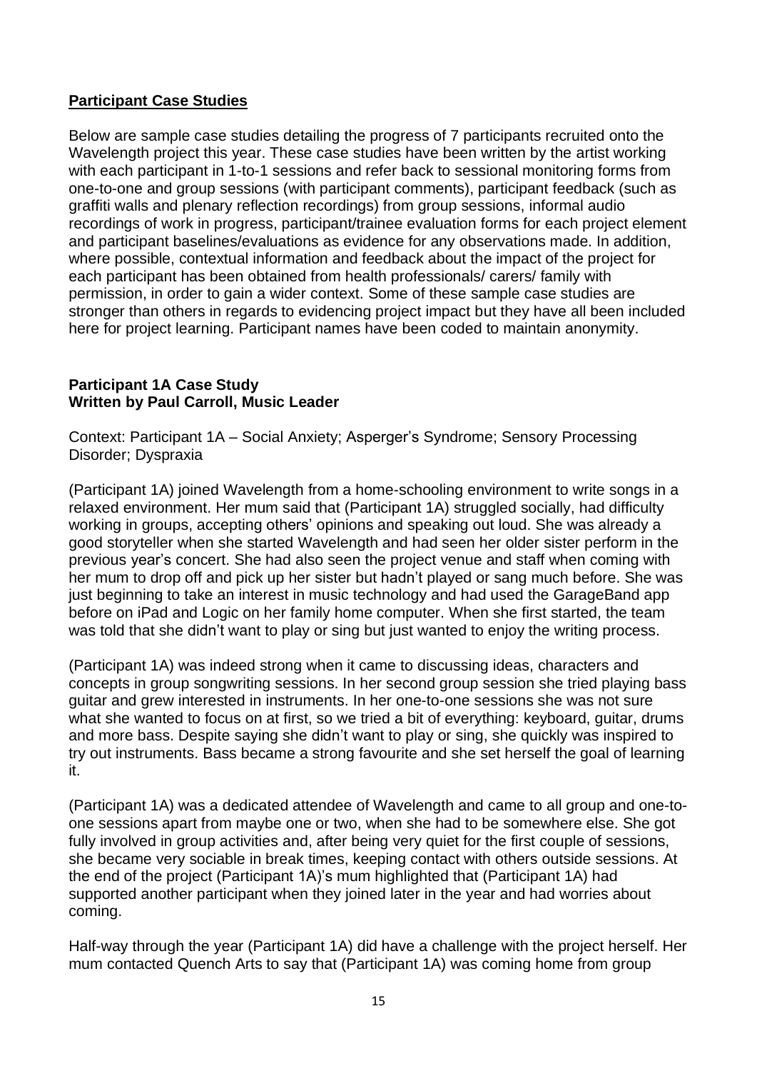## Participant Case Studies

Below are sample case studies detailing the progress of 7 participants recruited onto the Wavelength project this year. These case studies have been written by the artist working with each participant in 1-to-1 sessions and refer back to sessional monitoring forms from one-to-one and group sessions (with participant comments), participant feedback (such as graffiti walls and plenary reflection recordings) from group sessions, informal audio recordings of work in progress, participant/trainee evaluation forms for each project element and participant baselines/evaluations as evidence for any observations made. In addition, where possible, contextual information and feedback about the impact of the project for each participant has been obtained from health professionals/ carers/ family with permission, in order to gain a wider context. Some of these sample case studies are stronger than others in regards to evidencing project impact but they have all been included here for project learning. Participant names have been coded to maintain anonymity.

### Participant 1A Case Study
### Written by Paul Carroll, Music Leader

Context: Participant 1A – Social Anxiety; Asperger's Syndrome; Sensory Processing Disorder; Dyspraxia

(Participant 1A) joined Wavelength from a home-schooling environment to write songs in a relaxed environment. Her mum said that (Participant 1A) struggled socially, had difficulty working in groups, accepting others' opinions and speaking out loud. She was already a good storyteller when she started Wavelength and had seen her older sister perform in the previous year's concert. She had also seen the project venue and staff when coming with her mum to drop off and pick up her sister but hadn't played or sang much before. She was just beginning to take an interest in music technology and had used the GarageBand app before on iPad and Logic on her family home computer. When she first started, the team was told that she didn't want to play or sing but just wanted to enjoy the writing process.

(Participant 1A) was indeed strong when it came to discussing ideas, characters and concepts in group songwriting sessions. In her second group session she tried playing bass guitar and grew interested in instruments. In her one-to-one sessions she was not sure what she wanted to focus on at first, so we tried a bit of everything: keyboard, guitar, drums and more bass. Despite saying she didn't want to play or sing, she quickly was inspired to try out instruments. Bass became a strong favourite and she set herself the goal of learning it.

(Participant 1A) was a dedicated attendee of Wavelength and came to all group and one-to-one sessions apart from maybe one or two, when she had to be somewhere else. She got fully involved in group activities and, after being very quiet for the first couple of sessions, she became very sociable in break times, keeping contact with others outside sessions. At the end of the project (Participant 1A)'s mum highlighted that (Participant 1A) had supported another participant when they joined later in the year and had worries about coming.

Half-way through the year (Participant 1A) did have a challenge with the project herself. Her mum contacted Quench Arts to say that (Participant 1A) was coming home from group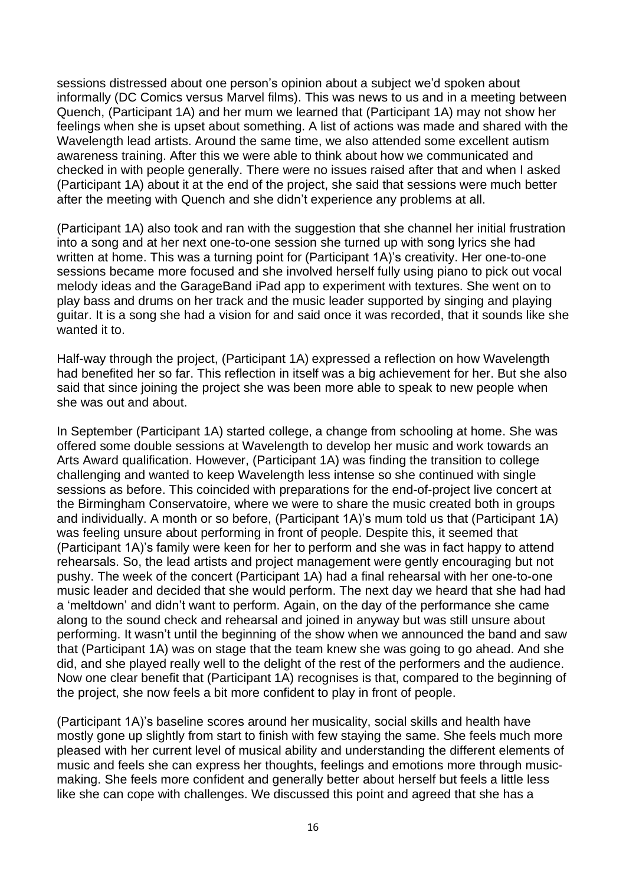sessions distressed about one person's opinion about a subject we'd spoken about informally (DC Comics versus Marvel films). This was news to us and in a meeting between Quench, (Participant 1A) and her mum we learned that (Participant 1A) may not show her feelings when she is upset about something. A list of actions was made and shared with the Wavelength lead artists. Around the same time, we also attended some excellent autism awareness training. After this we were able to think about how we communicated and checked in with people generally. There were no issues raised after that and when I asked (Participant 1A) about it at the end of the project, she said that sessions were much better after the meeting with Quench and she didn't experience any problems at all.

(Participant 1A) also took and ran with the suggestion that she channel her initial frustration into a song and at her next one-to-one session she turned up with song lyrics she had written at home. This was a turning point for (Participant 1A)'s creativity. Her one-to-one sessions became more focused and she involved herself fully using piano to pick out vocal melody ideas and the GarageBand iPad app to experiment with textures. She went on to play bass and drums on her track and the music leader supported by singing and playing guitar. It is a song she had a vision for and said once it was recorded, that it sounds like she wanted it to.

Half-way through the project, (Participant 1A) expressed a reflection on how Wavelength had benefited her so far. This reflection in itself was a big achievement for her. But she also said that since joining the project she was been more able to speak to new people when she was out and about.

In September (Participant 1A) started college, a change from schooling at home. She was offered some double sessions at Wavelength to develop her music and work towards an Arts Award qualification. However, (Participant 1A) was finding the transition to college challenging and wanted to keep Wavelength less intense so she continued with single sessions as before. This coincided with preparations for the end-of-project live concert at the Birmingham Conservatoire, where we were to share the music created both in groups and individually. A month or so before, (Participant 1A)'s mum told us that (Participant 1A) was feeling unsure about performing in front of people. Despite this, it seemed that (Participant 1A)'s family were keen for her to perform and she was in fact happy to attend rehearsals. So, the lead artists and project management were gently encouraging but not pushy. The week of the concert (Participant 1A) had a final rehearsal with her one-to-one music leader and decided that she would perform. The next day we heard that she had had a 'meltdown' and didn't want to perform. Again, on the day of the performance she came along to the sound check and rehearsal and joined in anyway but was still unsure about performing. It wasn't until the beginning of the show when we announced the band and saw that (Participant 1A) was on stage that the team knew she was going to go ahead. And she did, and she played really well to the delight of the rest of the performers and the audience. Now one clear benefit that (Participant 1A) recognises is that, compared to the beginning of the project, she now feels a bit more confident to play in front of people.

(Participant 1A)'s baseline scores around her musicality, social skills and health have mostly gone up slightly from start to finish with few staying the same. She feels much more pleased with her current level of musical ability and understanding the different elements of music and feels she can express her thoughts, feelings and emotions more through music-making. She feels more confident and generally better about herself but feels a little less like she can cope with challenges. We discussed this point and agreed that she has a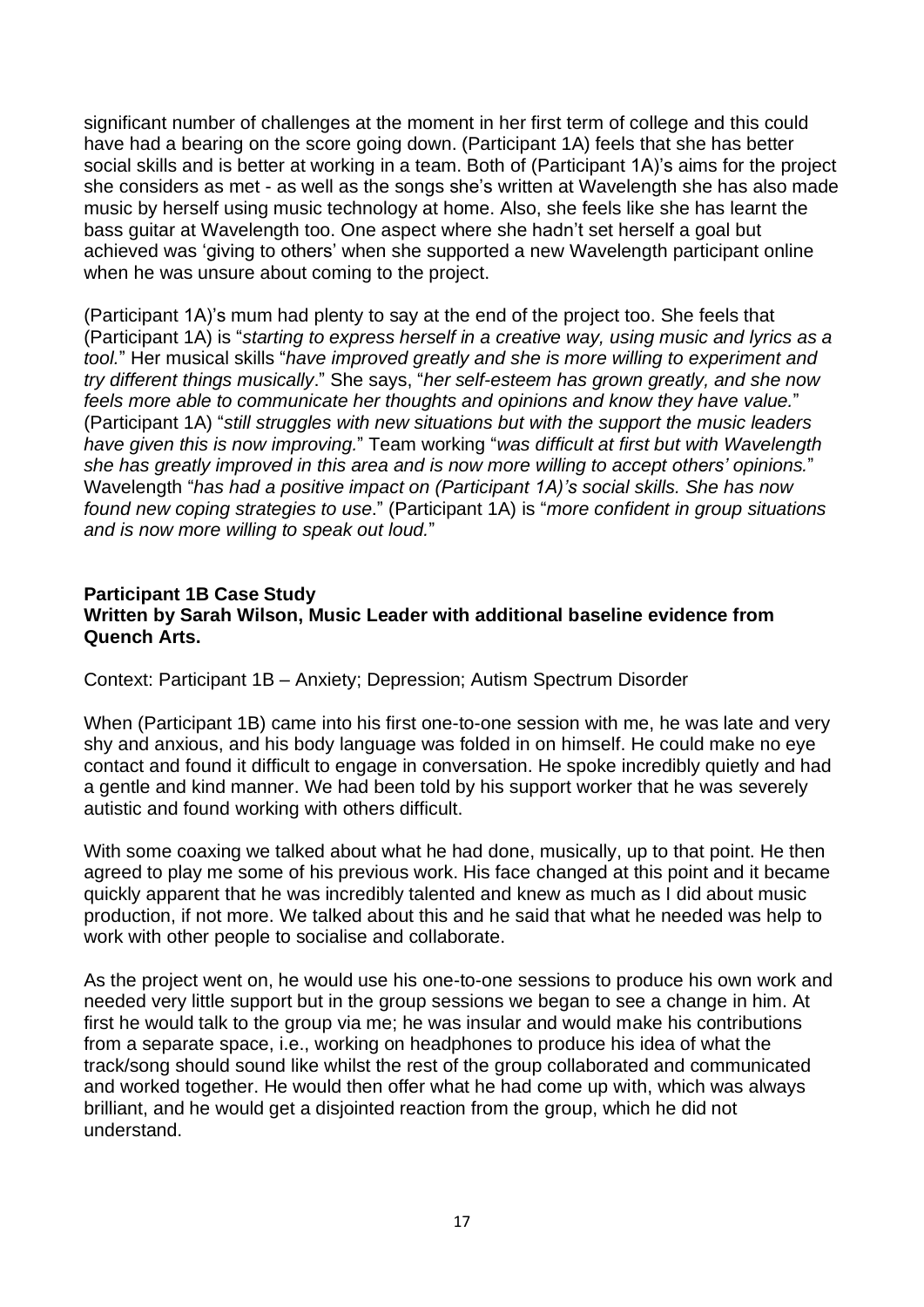significant number of challenges at the moment in her first term of college and this could have had a bearing on the score going down. (Participant 1A) feels that she has better social skills and is better at working in a team. Both of (Participant 1A)'s aims for the project she considers as met - as well as the songs she's written at Wavelength she has also made music by herself using music technology at home. Also, she feels like she has learnt the bass guitar at Wavelength too. One aspect where she hadn't set herself a goal but achieved was 'giving to others' when she supported a new Wavelength participant online when he was unsure about coming to the project.

(Participant 1A)'s mum had plenty to say at the end of the project too. She feels that (Participant 1A) is "*starting to express herself in a creative way, using music and lyrics as a tool.*" Her musical skills "*have improved greatly and she is more willing to experiment and try different things musically*." She says, "*her self-esteem has grown greatly, and she now feels more able to communicate her thoughts and opinions and know they have value.*" (Participant 1A) "*still struggles with new situations but with the support the music leaders have given this is now improving.*" Team working "*was difficult at first but with Wavelength she has greatly improved in this area and is now more willing to accept others' opinions.*" Wavelength "*has had a positive impact on (Participant 1A)'s social skills. She has now found new coping strategies to use*." (Participant 1A) is "*more confident in group situations and is now more willing to speak out loud.*"

**Participant 1B Case Study**
**Written by Sarah Wilson, Music Leader with additional baseline evidence from Quench Arts.**

Context: Participant 1B – Anxiety; Depression; Autism Spectrum Disorder

When (Participant 1B) came into his first one-to-one session with me, he was late and very shy and anxious, and his body language was folded in on himself. He could make no eye contact and found it difficult to engage in conversation. He spoke incredibly quietly and had a gentle and kind manner. We had been told by his support worker that he was severely autistic and found working with others difficult.

With some coaxing we talked about what he had done, musically, up to that point. He then agreed to play me some of his previous work. His face changed at this point and it became quickly apparent that he was incredibly talented and knew as much as I did about music production, if not more. We talked about this and he said that what he needed was help to work with other people to socialise and collaborate.

As the project went on, he would use his one-to-one sessions to produce his own work and needed very little support but in the group sessions we began to see a change in him. At first he would talk to the group via me; he was insular and would make his contributions from a separate space, i.e., working on headphones to produce his idea of what the track/song should sound like whilst the rest of the group collaborated and communicated and worked together. He would then offer what he had come up with, which was always brilliant, and he would get a disjointed reaction from the group, which he did not understand.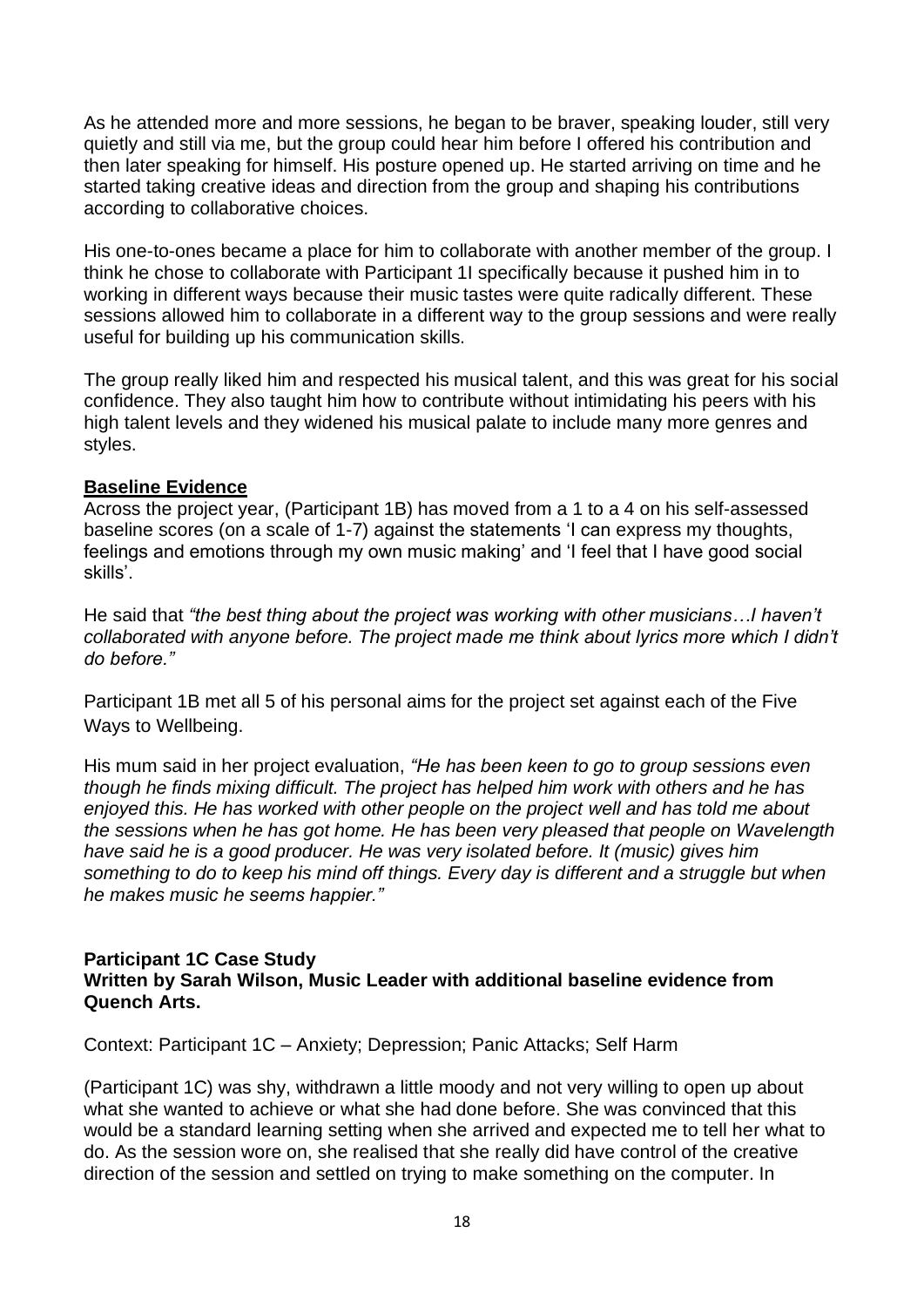As he attended more and more sessions, he began to be braver, speaking louder, still very quietly and still via me, but the group could hear him before I offered his contribution and then later speaking for himself. His posture opened up. He started arriving on time and he started taking creative ideas and direction from the group and shaping his contributions according to collaborative choices.

His one-to-ones became a place for him to collaborate with another member of the group. I think he chose to collaborate with Participant 1I specifically because it pushed him in to working in different ways because their music tastes were quite radically different. These sessions allowed him to collaborate in a different way to the group sessions and were really useful for building up his communication skills.

The group really liked him and respected his musical talent, and this was great for his social confidence. They also taught him how to contribute without intimidating his peers with his high talent levels and they widened his musical palate to include many more genres and styles.

**Baseline Evidence**

Across the project year, (Participant 1B) has moved from a 1 to a 4 on his self-assessed baseline scores (on a scale of 1-7) against the statements 'I can express my thoughts, feelings and emotions through my own music making' and 'I feel that I have good social skills'.

He said that *"the best thing about the project was working with other musicians…I haven't collaborated with anyone before. The project made me think about lyrics more which I didn't do before."*

Participant 1B met all 5 of his personal aims for the project set against each of the Five Ways to Wellbeing.

His mum said in her project evaluation, *"He has been keen to go to group sessions even though he finds mixing difficult. The project has helped him work with others and he has enjoyed this. He has worked with other people on the project well and has told me about the sessions when he has got home. He has been very pleased that people on Wavelength have said he is a good producer. He was very isolated before. It (music) gives him something to do to keep his mind off things. Every day is different and a struggle but when he makes music he seems happier."*

**Participant 1C Case Study**
**Written by Sarah Wilson, Music Leader with additional baseline evidence from Quench Arts.**

Context: Participant 1C – Anxiety; Depression; Panic Attacks; Self Harm

(Participant 1C) was shy, withdrawn a little moody and not very willing to open up about what she wanted to achieve or what she had done before. She was convinced that this would be a standard learning setting when she arrived and expected me to tell her what to do. As the session wore on, she realised that she really did have control of the creative direction of the session and settled on trying to make something on the computer. In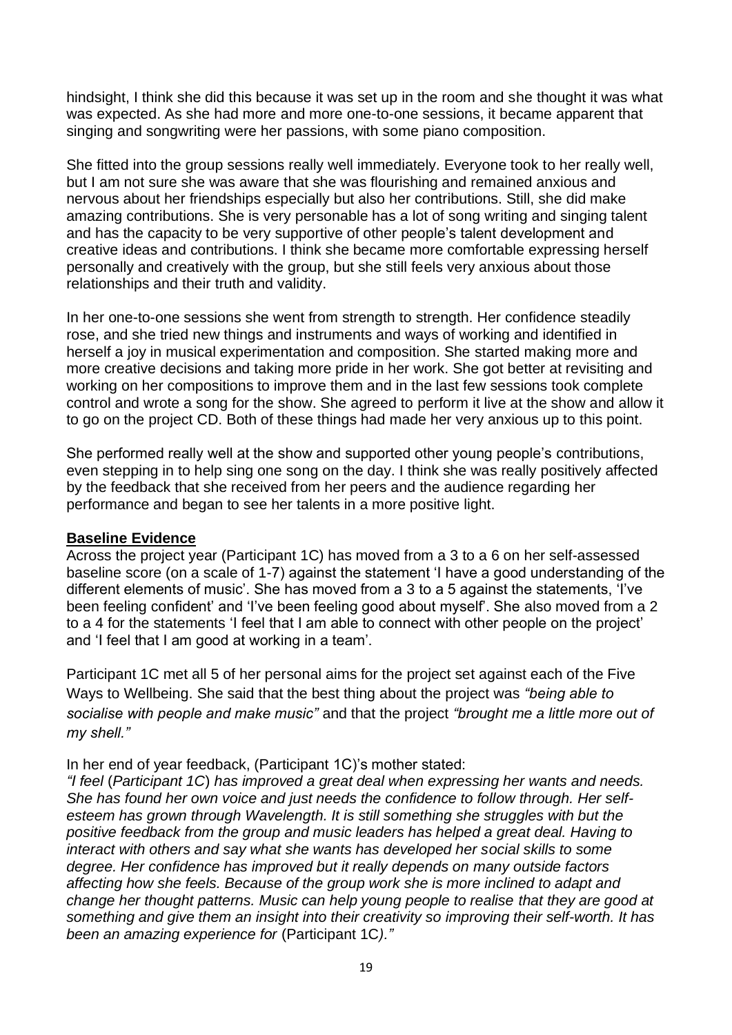hindsight, I think she did this because it was set up in the room and she thought it was what was expected. As she had more and more one-to-one sessions, it became apparent that singing and songwriting were her passions, with some piano composition.

She fitted into the group sessions really well immediately. Everyone took to her really well, but I am not sure she was aware that she was flourishing and remained anxious and nervous about her friendships especially but also her contributions. Still, she did make amazing contributions. She is very personable has a lot of song writing and singing talent and has the capacity to be very supportive of other people's talent development and creative ideas and contributions. I think she became more comfortable expressing herself personally and creatively with the group, but she still feels very anxious about those relationships and their truth and validity.

In her one-to-one sessions she went from strength to strength. Her confidence steadily rose, and she tried new things and instruments and ways of working and identified in herself a joy in musical experimentation and composition. She started making more and more creative decisions and taking more pride in her work. She got better at revisiting and working on her compositions to improve them and in the last few sessions took complete control and wrote a song for the show. She agreed to perform it live at the show and allow it to go on the project CD. Both of these things had made her very anxious up to this point.

She performed really well at the show and supported other young people's contributions, even stepping in to help sing one song on the day. I think she was really positively affected by the feedback that she received from her peers and the audience regarding her performance and began to see her talents in a more positive light.

**Baseline Evidence**

Across the project year (Participant 1C) has moved from a 3 to a 6 on her self-assessed baseline score (on a scale of 1-7) against the statement 'I have a good understanding of the different elements of music'. She has moved from a 3 to a 5 against the statements, 'I've been feeling confident' and 'I've been feeling good about myself'. She also moved from a 2 to a 4 for the statements 'I feel that I am able to connect with other people on the project' and 'I feel that I am good at working in a team'.

Participant 1C met all 5 of her personal aims for the project set against each of the Five Ways to Wellbeing. She said that the best thing about the project was *"being able to socialise with people and make music"* and that the project *"brought me a little more out of my shell."*

In her end of year feedback, (Participant 1C)'s mother stated:
*"I feel* (*Participant 1C*) *has improved a great deal when expressing her wants and needs. She has found her own voice and just needs the confidence to follow through. Her self-esteem has grown through Wavelength. It is still something she struggles with but the positive feedback from the group and music leaders has helped a great deal. Having to interact with others and say what she wants has developed her social skills to some degree. Her confidence has improved but it really depends on many outside factors affecting how she feels. Because of the group work she is more inclined to adapt and change her thought patterns. Music can help young people to realise that they are good at something and give them an insight into their creativity so improving their self-worth. It has been an amazing experience for* (Participant 1C)*."*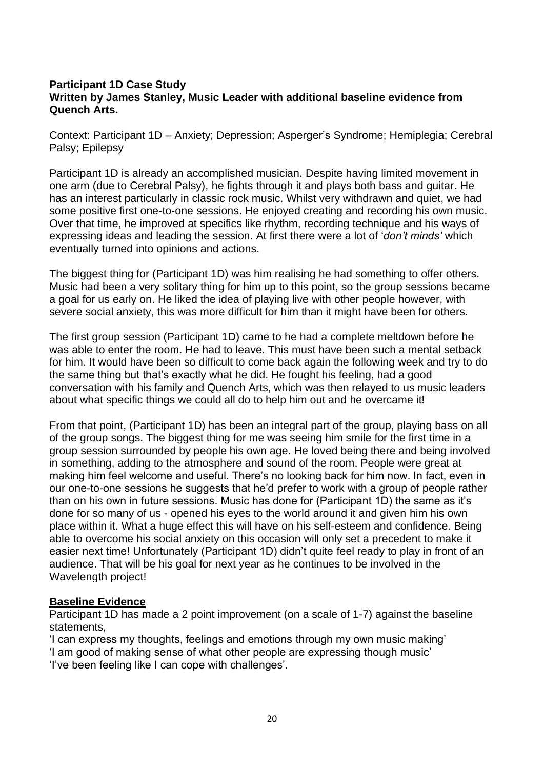**Participant 1D Case Study**
**Written by James Stanley, Music Leader with additional baseline evidence from Quench Arts.**

Context: Participant 1D – Anxiety; Depression; Asperger's Syndrome; Hemiplegia; Cerebral Palsy; Epilepsy

Participant 1D is already an accomplished musician. Despite having limited movement in one arm (due to Cerebral Palsy), he fights through it and plays both bass and guitar. He has an interest particularly in classic rock music. Whilst very withdrawn and quiet, we had some positive first one-to-one sessions. He enjoyed creating and recording his own music. Over that time, he improved at specifics like rhythm, recording technique and his ways of expressing ideas and leading the session. At first there were a lot of '*don't minds'* which eventually turned into opinions and actions.

The biggest thing for (Participant 1D) was him realising he had something to offer others. Music had been a very solitary thing for him up to this point, so the group sessions became a goal for us early on. He liked the idea of playing live with other people however, with severe social anxiety, this was more difficult for him than it might have been for others.

The first group session (Participant 1D) came to he had a complete meltdown before he was able to enter the room. He had to leave. This must have been such a mental setback for him. It would have been so difficult to come back again the following week and try to do the same thing but that's exactly what he did. He fought his feeling, had a good conversation with his family and Quench Arts, which was then relayed to us music leaders about what specific things we could all do to help him out and he overcame it!

From that point, (Participant 1D) has been an integral part of the group, playing bass on all of the group songs. The biggest thing for me was seeing him smile for the first time in a group session surrounded by people his own age. He loved being there and being involved in something, adding to the atmosphere and sound of the room. People were great at making him feel welcome and useful. There's no looking back for him now. In fact, even in our one-to-one sessions he suggests that he'd prefer to work with a group of people rather than on his own in future sessions. Music has done for (Participant 1D) the same as it's done for so many of us - opened his eyes to the world around it and given him his own place within it. What a huge effect this will have on his self-esteem and confidence. Being able to overcome his social anxiety on this occasion will only set a precedent to make it easier next time! Unfortunately (Participant 1D) didn't quite feel ready to play in front of an audience. That will be his goal for next year as he continues to be involved in the Wavelength project!

**Baseline Evidence**

Participant 1D has made a 2 point improvement (on a scale of 1-7) against the baseline statements,
'I can express my thoughts, feelings and emotions through my own music making'
'I am good of making sense of what other people are expressing though music'
'I've been feeling like I can cope with challenges'.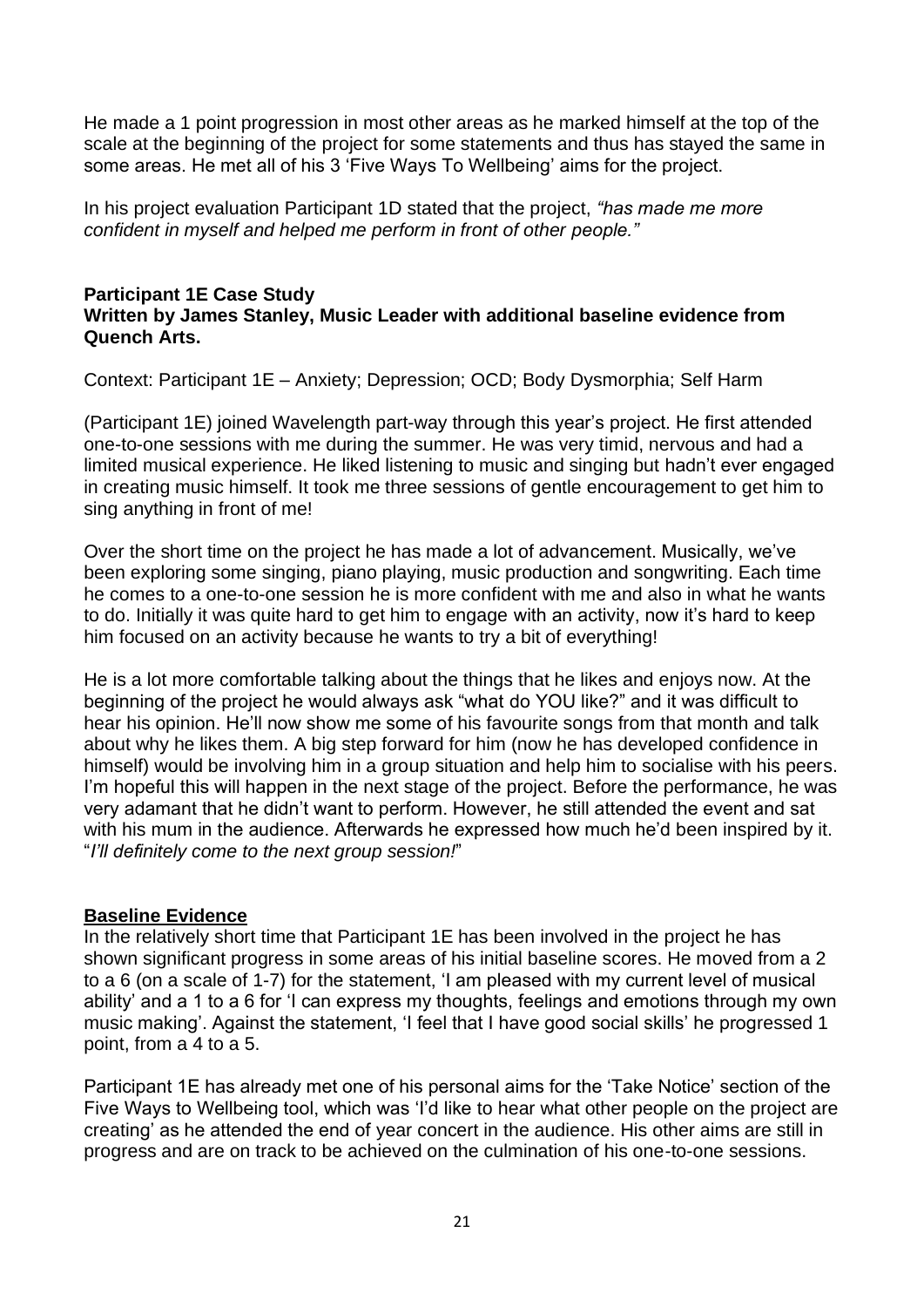He made a 1 point progression in most other areas as he marked himself at the top of the scale at the beginning of the project for some statements and thus has stayed the same in some areas. He met all of his 3 'Five Ways To Wellbeing' aims for the project.

In his project evaluation Participant 1D stated that the project, *"has made me more confident in myself and helped me perform in front of other people."*

**Participant 1E Case Study**
**Written by James Stanley, Music Leader with additional baseline evidence from Quench Arts.**

Context: Participant 1E – Anxiety; Depression; OCD; Body Dysmorphia; Self Harm

(Participant 1E) joined Wavelength part-way through this year's project. He first attended one-to-one sessions with me during the summer. He was very timid, nervous and had a limited musical experience. He liked listening to music and singing but hadn't ever engaged in creating music himself. It took me three sessions of gentle encouragement to get him to sing anything in front of me!

Over the short time on the project he has made a lot of advancement. Musically, we've been exploring some singing, piano playing, music production and songwriting. Each time he comes to a one-to-one session he is more confident with me and also in what he wants to do. Initially it was quite hard to get him to engage with an activity, now it's hard to keep him focused on an activity because he wants to try a bit of everything!

He is a lot more comfortable talking about the things that he likes and enjoys now. At the beginning of the project he would always ask "what do YOU like?" and it was difficult to hear his opinion. He'll now show me some of his favourite songs from that month and talk about why he likes them. A big step forward for him (now he has developed confidence in himself) would be involving him in a group situation and help him to socialise with his peers. I'm hopeful this will happen in the next stage of the project. Before the performance, he was very adamant that he didn't want to perform. However, he still attended the event and sat with his mum in the audience. Afterwards he expressed how much he'd been inspired by it. "*I'll definitely come to the next group session!*"

**Baseline Evidence**

In the relatively short time that Participant 1E has been involved in the project he has shown significant progress in some areas of his initial baseline scores. He moved from a 2 to a 6 (on a scale of 1-7) for the statement, 'I am pleased with my current level of musical ability' and a 1 to a 6 for 'I can express my thoughts, feelings and emotions through my own music making'. Against the statement, 'I feel that I have good social skills' he progressed 1 point, from a 4 to a 5.

Participant 1E has already met one of his personal aims for the 'Take Notice' section of the Five Ways to Wellbeing tool, which was 'I'd like to hear what other people on the project are creating' as he attended the end of year concert in the audience. His other aims are still in progress and are on track to be achieved on the culmination of his one-to-one sessions.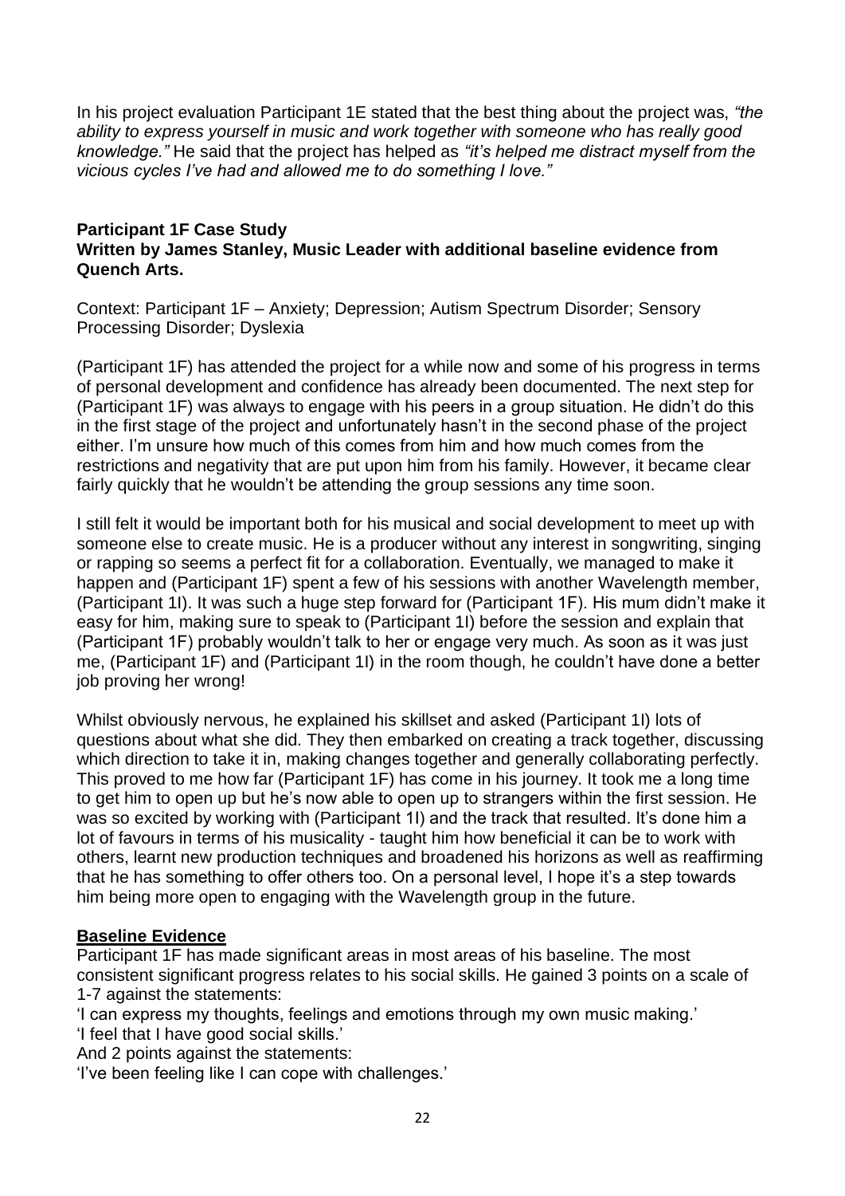In his project evaluation Participant 1E stated that the best thing about the project was, *"the ability to express yourself in music and work together with someone who has really good knowledge."* He said that the project has helped as *"it's helped me distract myself from the vicious cycles I've had and allowed me to do something I love."*

**Participant 1F Case Study**
**Written by James Stanley, Music Leader with additional baseline evidence from Quench Arts.**

Context: Participant 1F – Anxiety; Depression; Autism Spectrum Disorder; Sensory Processing Disorder; Dyslexia

(Participant 1F) has attended the project for a while now and some of his progress in terms of personal development and confidence has already been documented. The next step for (Participant 1F) was always to engage with his peers in a group situation. He didn't do this in the first stage of the project and unfortunately hasn't in the second phase of the project either. I'm unsure how much of this comes from him and how much comes from the restrictions and negativity that are put upon him from his family. However, it became clear fairly quickly that he wouldn't be attending the group sessions any time soon.

I still felt it would be important both for his musical and social development to meet up with someone else to create music. He is a producer without any interest in songwriting, singing or rapping so seems a perfect fit for a collaboration. Eventually, we managed to make it happen and (Participant 1F) spent a few of his sessions with another Wavelength member, (Participant 1I). It was such a huge step forward for (Participant 1F). His mum didn't make it easy for him, making sure to speak to (Participant 1I) before the session and explain that (Participant 1F) probably wouldn't talk to her or engage very much. As soon as it was just me, (Participant 1F) and (Participant 1I) in the room though, he couldn't have done a better job proving her wrong!

Whilst obviously nervous, he explained his skillset and asked (Participant 1I) lots of questions about what she did. They then embarked on creating a track together, discussing which direction to take it in, making changes together and generally collaborating perfectly. This proved to me how far (Participant 1F) has come in his journey. It took me a long time to get him to open up but he's now able to open up to strangers within the first session. He was so excited by working with (Participant 1I) and the track that resulted. It's done him a lot of favours in terms of his musicality - taught him how beneficial it can be to work with others, learnt new production techniques and broadened his horizons as well as reaffirming that he has something to offer others too. On a personal level, I hope it's a step towards him being more open to engaging with the Wavelength group in the future.

**Baseline Evidence**

Participant 1F has made significant areas in most areas of his baseline. The most consistent significant progress relates to his social skills. He gained 3 points on a scale of 1-7 against the statements:
'I can express my thoughts, feelings and emotions through my own music making.'
'I feel that I have good social skills.'
And 2 points against the statements:
'I've been feeling like I can cope with challenges.'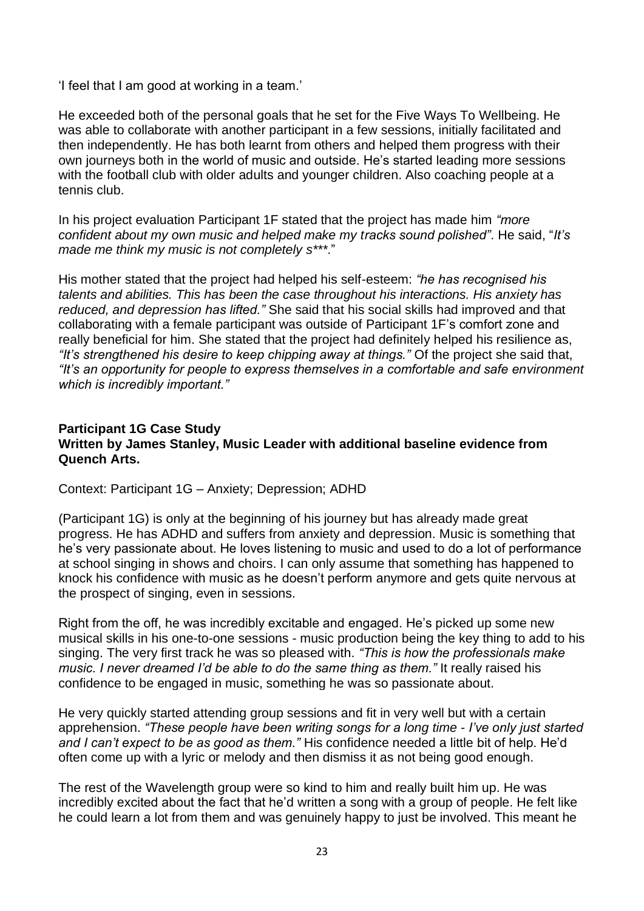'I feel that I am good at working in a team.'

He exceeded both of the personal goals that he set for the Five Ways To Wellbeing. He was able to collaborate with another participant in a few sessions, initially facilitated and then independently. He has both learnt from others and helped them progress with their own journeys both in the world of music and outside. He's started leading more sessions with the football club with older adults and younger children. Also coaching people at a tennis club.

In his project evaluation Participant 1F stated that the project has made him *"more confident about my own music and helped make my tracks sound polished"*. He said, "*It's made me think my music is not completely s****."

His mother stated that the project had helped his self-esteem: *"he has recognised his talents and abilities. This has been the case throughout his interactions. His anxiety has reduced, and depression has lifted."* She said that his social skills had improved and that collaborating with a female participant was outside of Participant 1F's comfort zone and really beneficial for him. She stated that the project had definitely helped his resilience as, *"It's strengthened his desire to keep chipping away at things."* Of the project she said that, *"It's an opportunity for people to express themselves in a comfortable and safe environment which is incredibly important."*

**Participant 1G Case Study**
**Written by James Stanley, Music Leader with additional baseline evidence from Quench Arts.**

Context: Participant 1G – Anxiety; Depression; ADHD

(Participant 1G) is only at the beginning of his journey but has already made great progress. He has ADHD and suffers from anxiety and depression. Music is something that he's very passionate about. He loves listening to music and used to do a lot of performance at school singing in shows and choirs. I can only assume that something has happened to knock his confidence with music as he doesn't perform anymore and gets quite nervous at the prospect of singing, even in sessions.

Right from the off, he was incredibly excitable and engaged. He's picked up some new musical skills in his one-to-one sessions - music production being the key thing to add to his singing. The very first track he was so pleased with. *"This is how the professionals make music. I never dreamed I'd be able to do the same thing as them."* It really raised his confidence to be engaged in music, something he was so passionate about.

He very quickly started attending group sessions and fit in very well but with a certain apprehension. *"These people have been writing songs for a long time - I've only just started and I can't expect to be as good as them."* His confidence needed a little bit of help. He'd often come up with a lyric or melody and then dismiss it as not being good enough.

The rest of the Wavelength group were so kind to him and really built him up. He was incredibly excited about the fact that he'd written a song with a group of people. He felt like he could learn a lot from them and was genuinely happy to just be involved. This meant he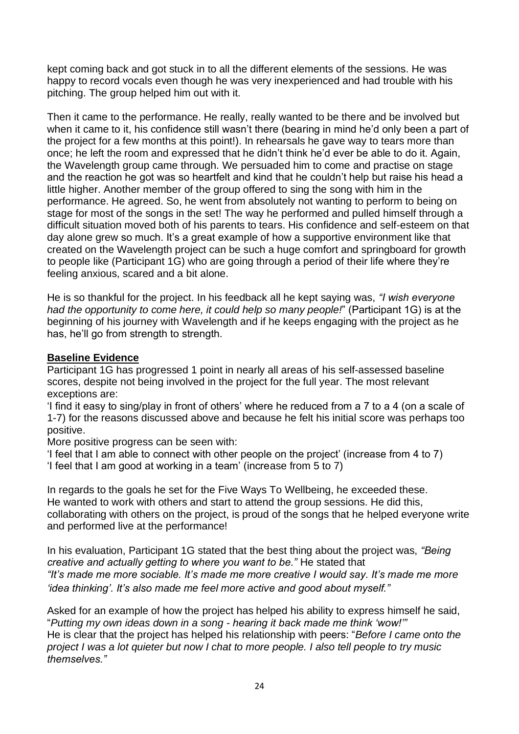kept coming back and got stuck in to all the different elements of the sessions. He was happy to record vocals even though he was very inexperienced and had trouble with his pitching. The group helped him out with it.

Then it came to the performance. He really, really wanted to be there and be involved but when it came to it, his confidence still wasn't there (bearing in mind he'd only been a part of the project for a few months at this point!). In rehearsals he gave way to tears more than once; he left the room and expressed that he didn't think he'd ever be able to do it. Again, the Wavelength group came through. We persuaded him to come and practise on stage and the reaction he got was so heartfelt and kind that he couldn't help but raise his head a little higher. Another member of the group offered to sing the song with him in the performance. He agreed. So, he went from absolutely not wanting to perform to being on stage for most of the songs in the set! The way he performed and pulled himself through a difficult situation moved both of his parents to tears. His confidence and self-esteem on that day alone grew so much. It's a great example of how a supportive environment like that created on the Wavelength project can be such a huge comfort and springboard for growth to people like (Participant 1G) who are going through a period of their life where they're feeling anxious, scared and a bit alone.

He is so thankful for the project. In his feedback all he kept saying was, *"I wish everyone had the opportunity to come here, it could help so many people!"* (Participant 1G) is at the beginning of his journey with Wavelength and if he keeps engaging with the project as he has, he'll go from strength to strength.

**Baseline Evidence**

Participant 1G has progressed 1 point in nearly all areas of his self-assessed baseline scores, despite not being involved in the project for the full year. The most relevant exceptions are:

'I find it easy to sing/play in front of others' where he reduced from a 7 to a 4 (on a scale of 1-7) for the reasons discussed above and because he felt his initial score was perhaps too positive.

More positive progress can be seen with:

'I feel that I am able to connect with other people on the project' (increase from 4 to 7)
'I feel that I am good at working in a team' (increase from 5 to 7)

In regards to the goals he set for the Five Ways To Wellbeing, he exceeded these. He wanted to work with others and start to attend the group sessions. He did this, collaborating with others on the project, is proud of the songs that he helped everyone write and performed live at the performance!

In his evaluation, Participant 1G stated that the best thing about the project was, *"Being creative and actually getting to where you want to be."* He stated that *"It's made me more sociable. It's made me more creative I would say. It's made me more 'idea thinking'. It's also made me feel more active and good about myself."*

Asked for an example of how the project has helped his ability to express himself he said, "*Putting my own ideas down in a song - hearing it back made me think 'wow!'*"
He is clear that the project has helped his relationship with peers: "*Before I came onto the project I was a lot quieter but now I chat to more people. I also tell people to try music themselves."*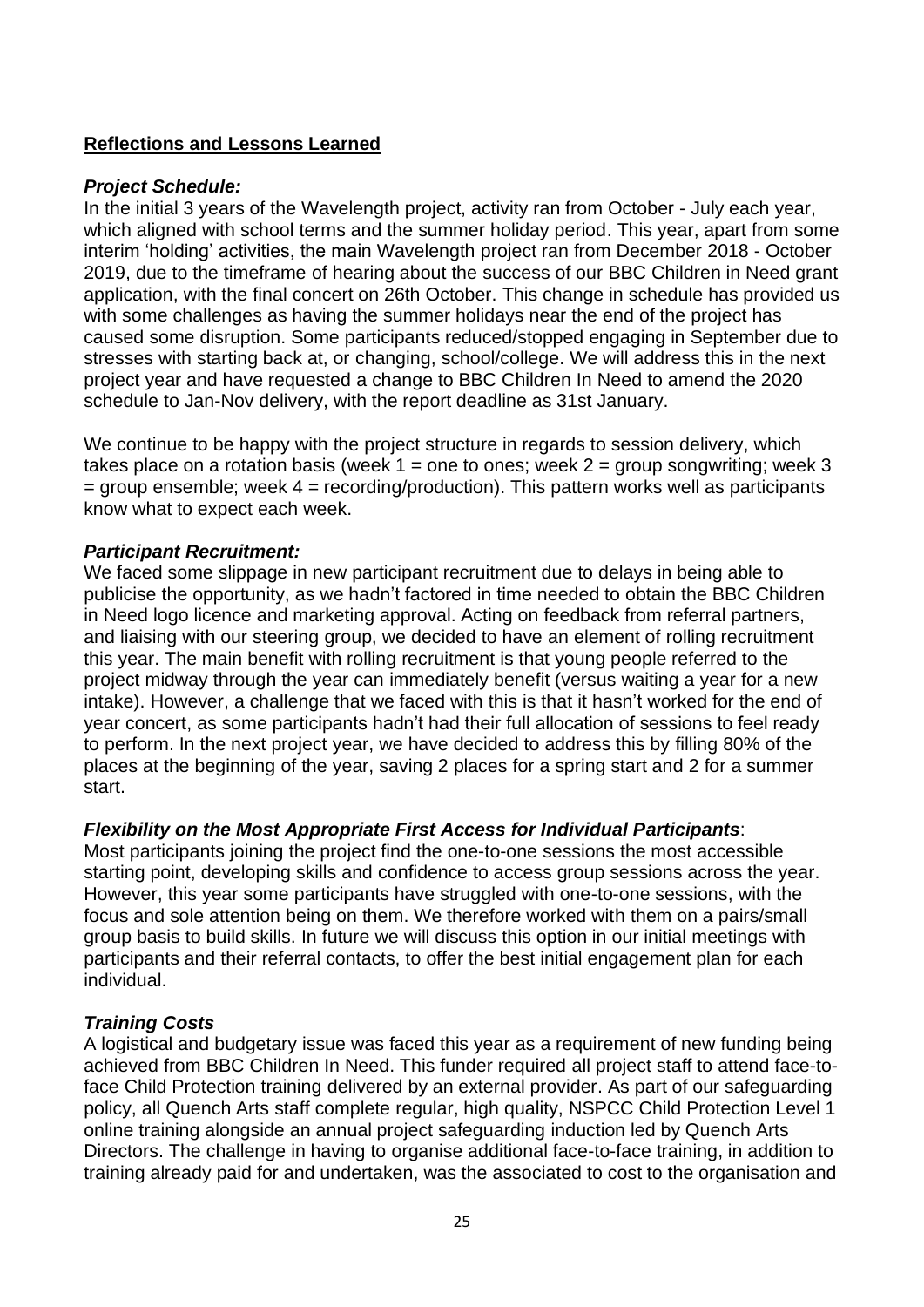## Reflections and Lessons Learned

### *Project Schedule:*

In the initial 3 years of the Wavelength project, activity ran from October - July each year, which aligned with school terms and the summer holiday period. This year, apart from some interim 'holding' activities, the main Wavelength project ran from December 2018 - October 2019, due to the timeframe of hearing about the success of our BBC Children in Need grant application, with the final concert on 26th October. This change in schedule has provided us with some challenges as having the summer holidays near the end of the project has caused some disruption. Some participants reduced/stopped engaging in September due to stresses with starting back at, or changing, school/college. We will address this in the next project year and have requested a change to BBC Children In Need to amend the 2020 schedule to Jan-Nov delivery, with the report deadline as 31st January.

We continue to be happy with the project structure in regards to session delivery, which takes place on a rotation basis (week 1 = one to ones; week 2 = group songwriting; week 3 = group ensemble; week 4 = recording/production). This pattern works well as participants know what to expect each week.

### *Participant Recruitment:*

We faced some slippage in new participant recruitment due to delays in being able to publicise the opportunity, as we hadn't factored in time needed to obtain the BBC Children in Need logo licence and marketing approval. Acting on feedback from referral partners, and liaising with our steering group, we decided to have an element of rolling recruitment this year. The main benefit with rolling recruitment is that young people referred to the project midway through the year can immediately benefit (versus waiting a year for a new intake). However, a challenge that we faced with this is that it hasn't worked for the end of year concert, as some participants hadn't had their full allocation of sessions to feel ready to perform. In the next project year, we have decided to address this by filling 80% of the places at the beginning of the year, saving 2 places for a spring start and 2 for a summer start.

### *Flexibility on the Most Appropriate First Access for Individual Participants*:

Most participants joining the project find the one-to-one sessions the most accessible starting point, developing skills and confidence to access group sessions across the year. However, this year some participants have struggled with one-to-one sessions, with the focus and sole attention being on them. We therefore worked with them on a pairs/small group basis to build skills. In future we will discuss this option in our initial meetings with participants and their referral contacts, to offer the best initial engagement plan for each individual.

### *Training Costs*

A logistical and budgetary issue was faced this year as a requirement of new funding being achieved from BBC Children In Need. This funder required all project staff to attend face-to-face Child Protection training delivered by an external provider. As part of our safeguarding policy, all Quench Arts staff complete regular, high quality, NSPCC Child Protection Level 1 online training alongside an annual project safeguarding induction led by Quench Arts Directors. The challenge in having to organise additional face-to-face training, in addition to training already paid for and undertaken, was the associated to cost to the organisation and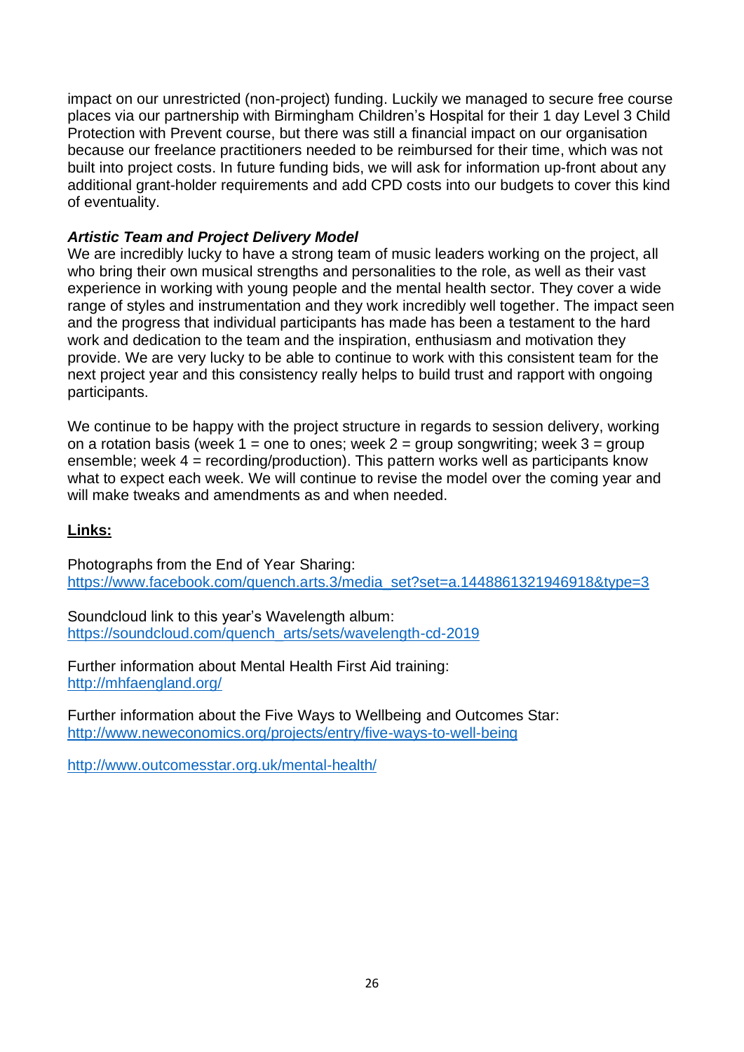impact on our unrestricted (non-project) funding. Luckily we managed to secure free course places via our partnership with Birmingham Children's Hospital for their 1 day Level 3 Child Protection with Prevent course, but there was still a financial impact on our organisation because our freelance practitioners needed to be reimbursed for their time, which was not built into project costs. In future funding bids, we will ask for information up-front about any additional grant-holder requirements and add CPD costs into our budgets to cover this kind of eventuality.

***Artistic Team and Project Delivery Model***

We are incredibly lucky to have a strong team of music leaders working on the project, all who bring their own musical strengths and personalities to the role, as well as their vast experience in working with young people and the mental health sector. They cover a wide range of styles and instrumentation and they work incredibly well together. The impact seen and the progress that individual participants has made has been a testament to the hard work and dedication to the team and the inspiration, enthusiasm and motivation they provide. We are very lucky to be able to continue to work with this consistent team for the next project year and this consistency really helps to build trust and rapport with ongoing participants.

We continue to be happy with the project structure in regards to session delivery, working on a rotation basis (week 1 = one to ones; week 2 = group songwriting; week 3 = group ensemble; week 4 = recording/production). This pattern works well as participants know what to expect each week. We will continue to revise the model over the coming year and will make tweaks and amendments as and when needed.

**Links:**

Photographs from the End of Year Sharing:
https://www.facebook.com/quench.arts.3/media_set?set=a.1448861321946918&type=3

Soundcloud link to this year's Wavelength album:
https://soundcloud.com/quench_arts/sets/wavelength-cd-2019

Further information about Mental Health First Aid training:
http://mhfaengland.org/

Further information about the Five Ways to Wellbeing and Outcomes Star:
http://www.neweconomics.org/projects/entry/five-ways-to-well-being

http://www.outcomesstar.org.uk/mental-health/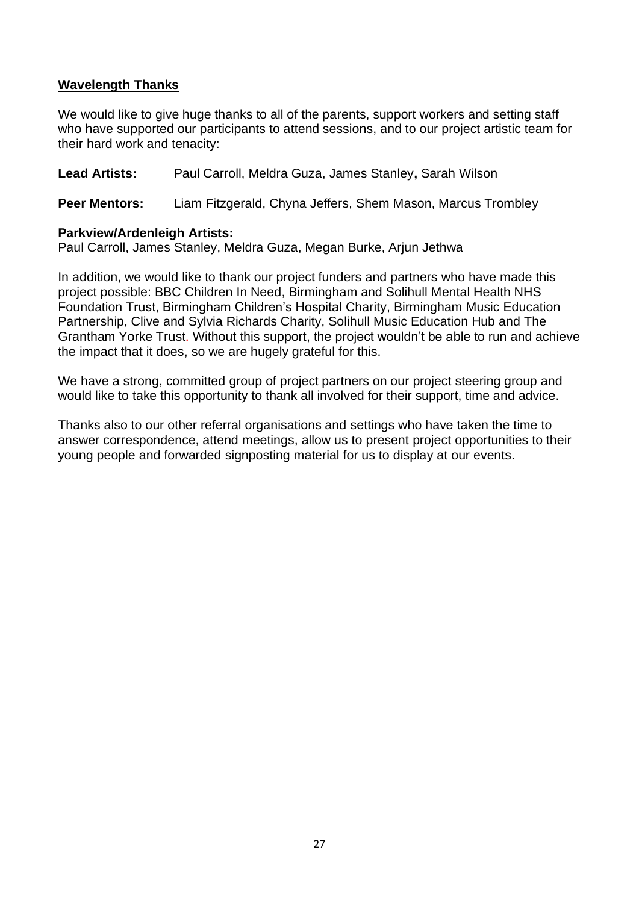## Wavelength Thanks

We would like to give huge thanks to all of the parents, support workers and setting staff who have supported our participants to attend sessions, and to our project artistic team for their hard work and tenacity:

**Lead Artists:** Paul Carroll, Meldra Guza, James Stanley**,** Sarah Wilson

**Peer Mentors:** Liam Fitzgerald, Chyna Jeffers, Shem Mason, Marcus Trombley

**Parkview/Ardenleigh Artists:**
Paul Carroll, James Stanley, Meldra Guza, Megan Burke, Arjun Jethwa

In addition, we would like to thank our project funders and partners who have made this project possible: BBC Children In Need, Birmingham and Solihull Mental Health NHS Foundation Trust, Birmingham Children's Hospital Charity, Birmingham Music Education Partnership, Clive and Sylvia Richards Charity, Solihull Music Education Hub and The Grantham Yorke Trust. Without this support, the project wouldn't be able to run and achieve the impact that it does, so we are hugely grateful for this.

We have a strong, committed group of project partners on our project steering group and would like to take this opportunity to thank all involved for their support, time and advice.

Thanks also to our other referral organisations and settings who have taken the time to answer correspondence, attend meetings, allow us to present project opportunities to their young people and forwarded signposting material for us to display at our events.